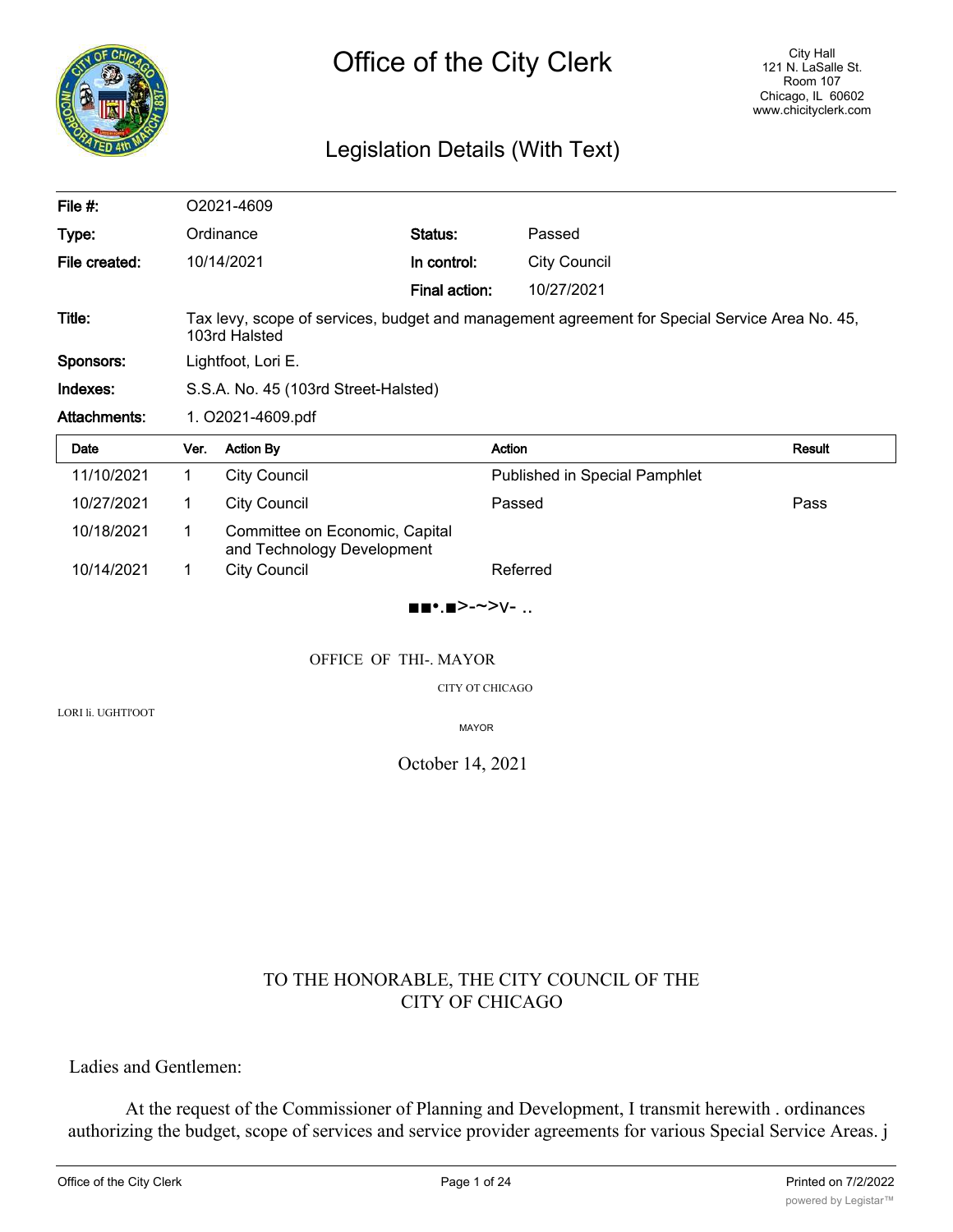# Office of the City Clerk

City Hall
121 N. LaSalle St.
Room 107
Chicago, IL 60602
www.chicityclerk.com

## Legislation Details (With Text)

| | | | |
|---|---|---|---|
| **File #:** | O2021-4609 | | |
| **Type:** | Ordinance | **Status:** | Passed |
| **File created:** | 10/14/2021 | **In control:** | City Council |
| | | **Final action:** | 10/27/2021 |
| **Title:** | Tax levy, scope of services, budget and management agreement for Special Service Area No. 45, 103rd Halsted | | |
| **Sponsors:** | Lightfoot, Lori E. | | |
| **Indexes:** | S.S.A. No. 45 (103rd Street-Halsted) | | |
| **Attachments:** | 1. O2021-4609.pdf | | |

| Date | Ver. | Action By | Action | Result |
|---|---|---|---|---|
| 11/10/2021 | 1 | City Council | Published in Special Pamphlet | |
| 10/27/2021 | 1 | City Council | Passed | Pass |
| 10/18/2021 | 1 | Committee on Economic, Capital and Technology Development | | |
| 10/14/2021 | 1 | City Council | Referred | |

■■•.■>-~>v- ..

OFFICE OF THI-. MAYOR

CITY OT CHICAGO

LORI li. UGHTI'OOT

MAYOR

October 14, 2021

TO THE HONORABLE, THE CITY COUNCIL OF THE CITY OF CHICAGO

Ladies and Gentlemen:

At the request of the Commissioner of Planning and Development, I transmit herewith . ordinances authorizing the budget, scope of services and service provider agreements for various Special Service Areas. j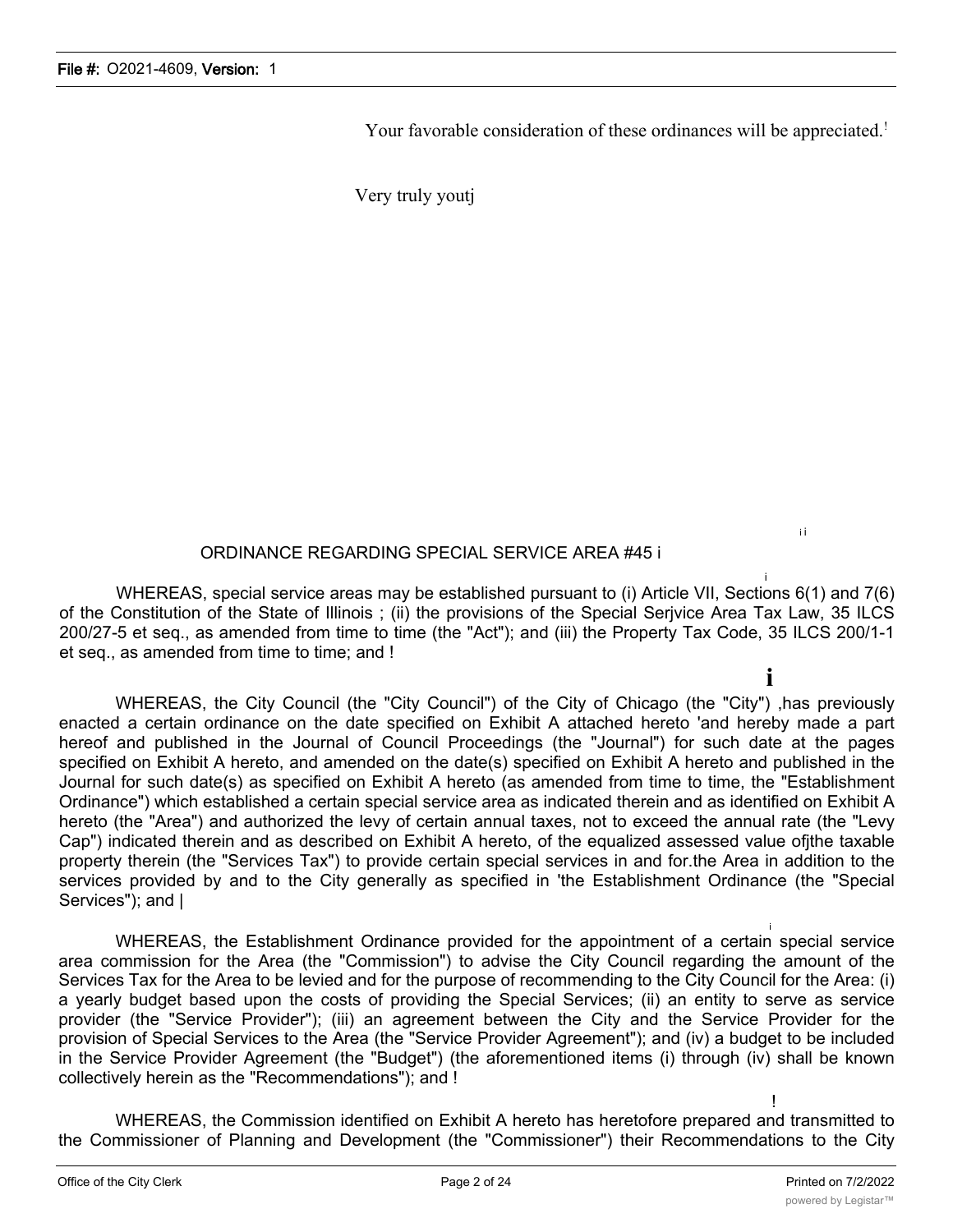Your favorable consideration of these ordinances will be appreciated.

Very truly youtj

ORDINANCE REGARDING SPECIAL SERVICE AREA #45

WHEREAS, special service areas may be established pursuant to (i) Article VII, Sections 6(1) and 7(6) of the Constitution of the State of Illinois ; (ii) the provisions of the Special Serjvice Area Tax Law, 35 ILCS 200/27-5 et seq., as amended from time to time (the "Act"); and (iii) the Property Tax Code, 35 ILCS 200/1-1 et seq., as amended from time to time; and

WHEREAS, the City Council (the "City Council") of the City of Chicago (the "City") ,has previously enacted a certain ordinance on the date specified on Exhibit A attached hereto 'and hereby made a part hereof and published in the Journal of Council Proceedings (the "Journal") for such date at the pages specified on Exhibit A hereto, and amended on the date(s) specified on Exhibit A hereto and published in the Journal for such date(s) as specified on Exhibit A hereto (as amended from time to time, the "Establishment Ordinance") which established a certain special service area as indicated therein and as identified on Exhibit A hereto (the "Area") and authorized the levy of certain annual taxes, not to exceed the annual rate (the "Levy Cap") indicated therein and as described on Exhibit A hereto, of the equalized assessed value ofjthe taxable property therein (the "Services Tax") to provide certain special services in and for.the Area in addition to the services provided by and to the City generally as specified in 'the Establishment Ordinance (the "Special Services"); and

WHEREAS, the Establishment Ordinance provided for the appointment of a certain special service area commission for the Area (the "Commission") to advise the City Council regarding the amount of the Services Tax for the Area to be levied and for the purpose of recommending to the City Council for the Area: (i) a yearly budget based upon the costs of providing the Special Services; (ii) an entity to serve as service provider (the "Service Provider"); (iii) an agreement between the City and the Service Provider for the provision of Special Services to the Area (the "Service Provider Agreement"); and (iv) a budget to be included in the Service Provider Agreement (the "Budget") (the aforementioned items (i) through (iv) shall be known collectively herein as the "Recommendations"); and

WHEREAS, the Commission identified on Exhibit A hereto has heretofore prepared and transmitted to the Commissioner of Planning and Development (the "Commissioner") their Recommendations to the City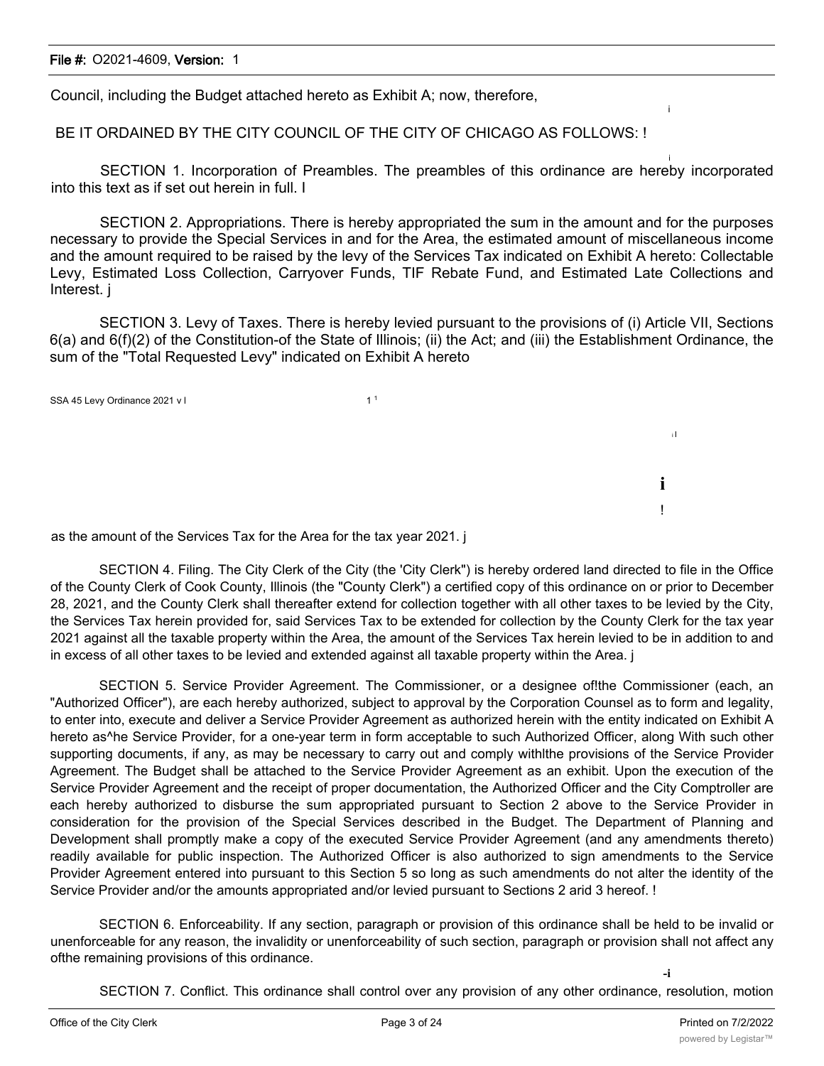Council, including the Budget attached hereto as Exhibit A; now, therefore,

BE IT ORDAINED BY THE CITY COUNCIL OF THE CITY OF CHICAGO AS FOLLOWS: !

SECTION 1. Incorporation of Preambles. The preambles of this ordinance are hereby incorporated into this text as if set out herein in full. I

SECTION 2. Appropriations. There is hereby appropriated the sum in the amount and for the purposes necessary to provide the Special Services in and for the Area, the estimated amount of miscellaneous income and the amount required to be raised by the levy of the Services Tax indicated on Exhibit A hereto: Collectable Levy, Estimated Loss Collection, Carryover Funds, TIF Rebate Fund, and Estimated Late Collections and Interest. j

SECTION 3. Levy of Taxes. There is hereby levied pursuant to the provisions of (i) Article VII, Sections 6(a) and 6(f)(2) of the Constitution-of the State of Illinois; (ii) the Act; and (iii) the Establishment Ordinance, the sum of the "Total Requested Levy" indicated on Exhibit A hereto

SSA 45 Levy Ordinance 2021 v l

as the amount of the Services Tax for the Area for the tax year 2021. j

SECTION 4. Filing. The City Clerk of the City (the 'City Clerk") is hereby ordered land directed to file in the Office of the County Clerk of Cook County, Illinois (the "County Clerk") a certified copy of this ordinance on or prior to December 28, 2021, and the County Clerk shall thereafter extend for collection together with all other taxes to be levied by the City, the Services Tax herein provided for, said Services Tax to be extended for collection by the County Clerk for the tax year 2021 against all the taxable property within the Area, the amount of the Services Tax herein levied to be in addition to and in excess of all other taxes to be levied and extended against all taxable property within the Area. j

SECTION 5. Service Provider Agreement. The Commissioner, or a designee of!the Commissioner (each, an "Authorized Officer"), are each hereby authorized, subject to approval by the Corporation Counsel as to form and legality, to enter into, execute and deliver a Service Provider Agreement as authorized herein with the entity indicated on Exhibit A hereto as^he Service Provider, for a one-year term in form acceptable to such Authorized Officer, along With such other supporting documents, if any, as may be necessary to carry out and comply withlthe provisions of the Service Provider Agreement. The Budget shall be attached to the Service Provider Agreement as an exhibit. Upon the execution of the Service Provider Agreement and the receipt of proper documentation, the Authorized Officer and the City Comptroller are each hereby authorized to disburse the sum appropriated pursuant to Section 2 above to the Service Provider in consideration for the provision of the Special Services described in the Budget. The Department of Planning and Development shall promptly make a copy of the executed Service Provider Agreement (and any amendments thereto) readily available for public inspection. The Authorized Officer is also authorized to sign amendments to the Service Provider Agreement entered into pursuant to this Section 5 so long as such amendments do not alter the identity of the Service Provider and/or the amounts appropriated and/or levied pursuant to Sections 2 arid 3 hereof. !

SECTION 6. Enforceability. If any section, paragraph or provision of this ordinance shall be held to be invalid or unenforceable for any reason, the invalidity or unenforceability of such section, paragraph or provision shall not affect any ofthe remaining provisions of this ordinance.

SECTION 7. Conflict. This ordinance shall control over any provision of any other ordinance, resolution, motion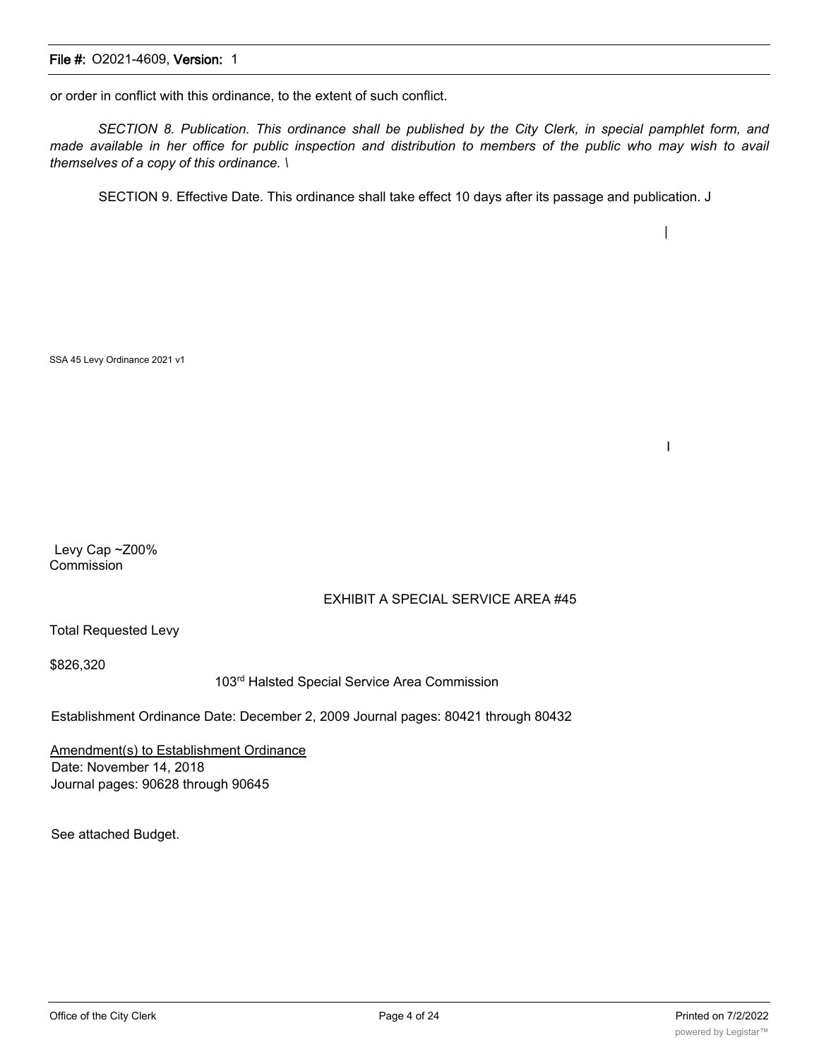or order in conflict with this ordinance, to the extent of such conflict.

*SECTION 8. Publication. This ordinance shall be published by the City Clerk, in special pamphlet form, and made available in her office for public inspection and distribution to members of the public who may wish to avail themselves of a copy of this ordinance. \*

SECTION 9. Effective Date. This ordinance shall take effect 10 days after its passage and publication. J

SSA 45 Levy Ordinance 2021 v1

Levy Cap ~Z00%
Commission

EXHIBIT A SPECIAL SERVICE AREA #45

Total Requested Levy

$826,320

103rd Halsted Special Service Area Commission

Establishment Ordinance Date: December 2, 2009 Journal pages: 80421 through 80432

<u>Amendment(s) to Establishment Ordinance</u>
Date: November 14, 2018
Journal pages: 90628 through 90645

See attached Budget.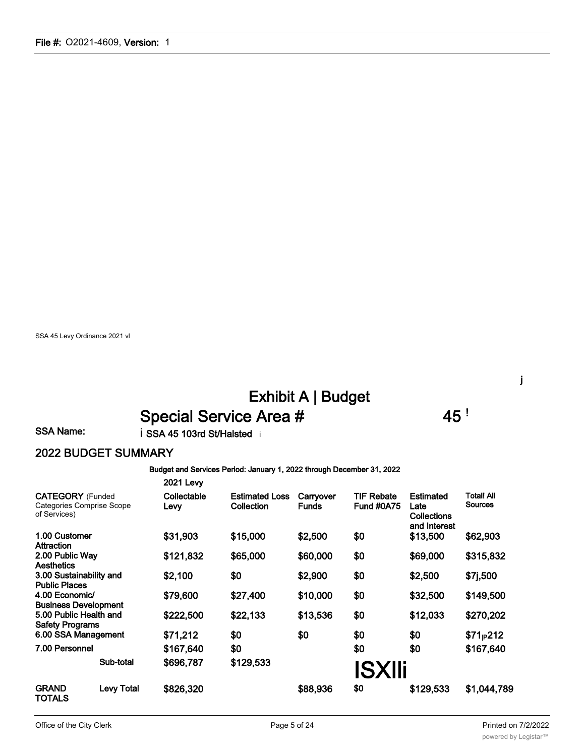SSA 45 Levy Ordinance 2021 vl

j

# Exhibit A | Budget

## Special Service Area # 45 !

**SSA Name:** i SSA 45 103rd St/Halsted i

## 2022 BUDGET SUMMARY

**Budget and Services Period: January 1, 2022 through December 31, 2022**

| **CATEGORY** (Funded Categories Comprise Scope of Services) | | **2021 Levy Collectable Levy** | **Estimated Loss Collection** | **Carryover Funds** | **TIF Rebate Fund #0A75** | **Estimated Late Collections and Interest** | **Total! All Sources** |
|---|---|---|---|---|---|---|---|
| **1.00 Customer Attraction** | | **$31,903** | **$15,000** | **$2,500** | **$0** | **$13,500** | **$62,903** |
| **2.00 Public Way Aesthetics** | | **$121,832** | **$65,000** | **$60,000** | **$0** | **$69,000** | **$315,832** |
| **3.00 Sustainability and Public Places** | | **$2,100** | **$0** | **$2,900** | **$0** | **$2,500** | **$7j,500** |
| **4.00 Economic/ Business Development** | | **$79,600** | **$27,400** | **$10,000** | **$0** | **$32,500** | **$149,500** |
| **5.00 Public Health and Safety Programs** | | **$222,500** | **$22,133** | **$13,536** | **$0** | **$12,033** | **$270,202** |
| **6.00 SSA Management** | | **$71,212** | **$0** | **$0** | **$0** | **$0** | **$71,212** |
| **7.00 Personnel** | | **$167,640** | **$0** | | **$0** | **$0** | **$167,640** |
| | **Sub-total** | **$696,787** | **$129,533** | | ISXIIi | | |
| **GRAND TOTALS** | **Levy Total** | **$826,320** | | **$88,936** | **$0** | **$129,533** | **$1,044,789** |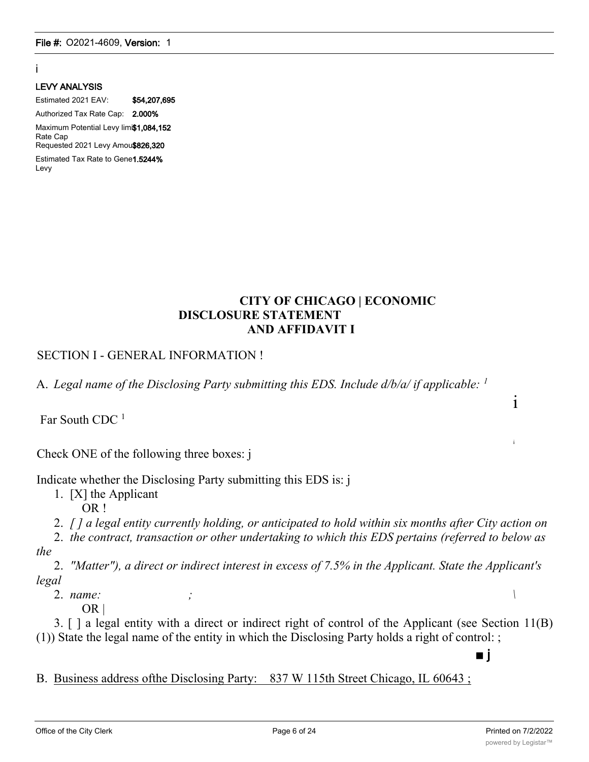i

**LEVY ANALYSIS**

| | |
|---|---|
| Estimated 2021 EAV: | **$54,207,695** |
| Authorized Tax Rate Cap: | **2.000%** |
| Maximum Potential Levy limi Rate Cap | **$1,084,152** |
| Requested 2021 Levy Amou | **$826,320** |
| Estimated Tax Rate to Gene Levy | **1.5244%** |

# CITY OF CHICAGO | ECONOMIC DISCLOSURE STATEMENT AND AFFIDAVIT I

## SECTION I - GENERAL INFORMATION !

A. *Legal name of the Disclosing Party submitting this EDS. Include d/b/a/ if applicable:* [1]

i

Far South CDC [1]

i

Check ONE of the following three boxes: j

Indicate whether the Disclosing Party submitting this EDS is: j

1. [X] the Applicant
   OR !
2. *[ ] a legal entity currently holding, or anticipated to hold within six months after City action on*
2. *the contract, transaction or other undertaking to which this EDS pertains (referred to below as the*
2. *"Matter"), a direct or indirect interest in excess of 7.5% in the Applicant. State the Applicant's legal*
2. *name: ;* \
   OR |
3. [ ] a legal entity with a direct or indirect right of control of the Applicant (see Section 11(B)(1)) State the legal name of the entity in which the Disclosing Party holds a right of control: ;

■ j

B. Business address ofthe Disclosing Party: 837 W 115th Street Chicago, IL 60643 ;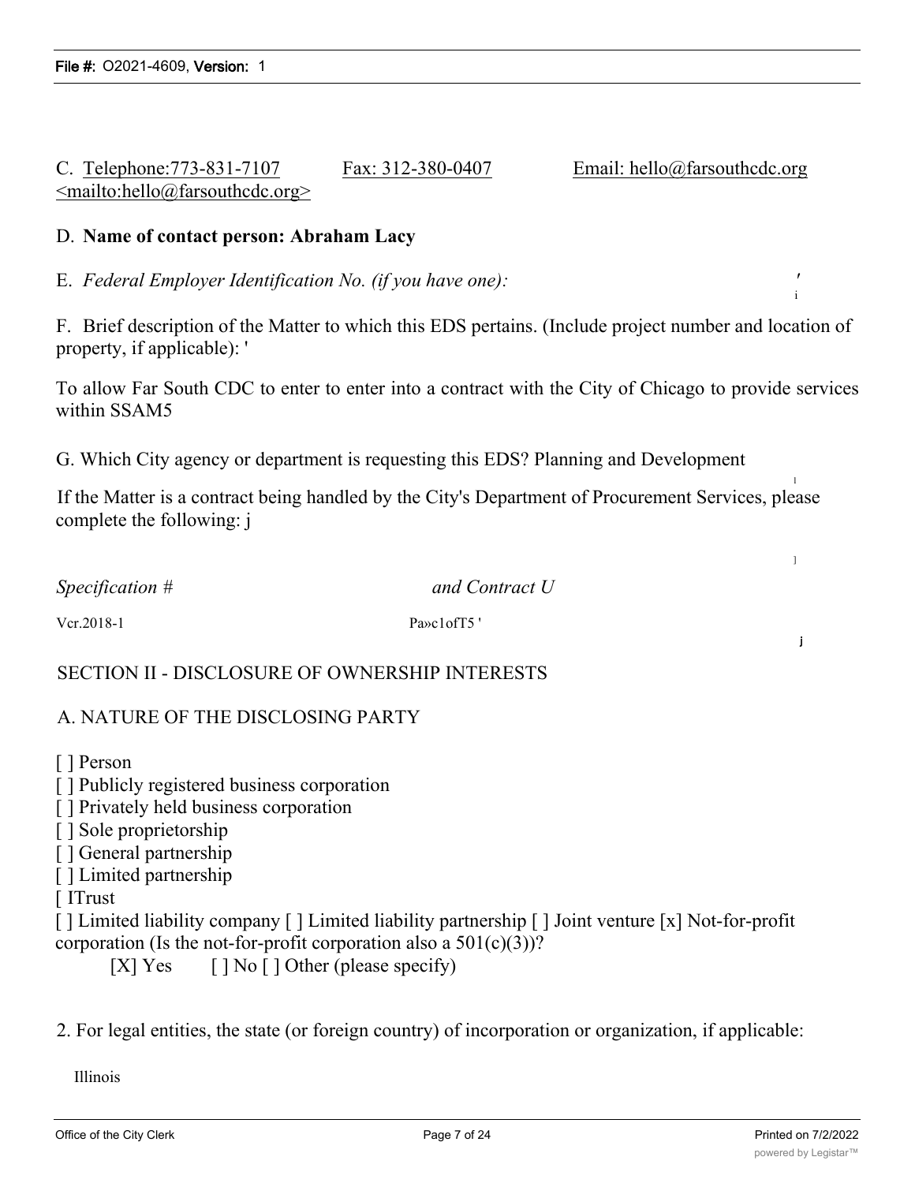C. Telephone:773-831-7107 Fax: 312-380-0407 Email: hello@farsouthcdc.org <mailto:hello@farsouthcdc.org>

D. **Name of contact person: Abraham Lacy**

E. *Federal Employer Identification No. (if you have one):*

F. Brief description of the Matter to which this EDS pertains. (Include project number and location of property, if applicable): '

To allow Far South CDC to enter to enter into a contract with the City of Chicago to provide services within SSAM5

G. Which City agency or department is requesting this EDS? Planning and Development

If the Matter is a contract being handled by the City's Department of Procurement Services, please complete the following: j

*Specification #* *and Contract U*

Vcr.2018-1 Pa»c1ofT5 '

SECTION II - DISCLOSURE OF OWNERSHIP INTERESTS

A. NATURE OF THE DISCLOSING PARTY

[ ] Person
[ ] Publicly registered business corporation
[ ] Privately held business corporation
[ ] Sole proprietorship
[ ] General partnership
[ ] Limited partnership
[ ITrust
[ ] Limited liability company [ ] Limited liability partnership [ ] Joint venture [x] Not-for-profit corporation (Is the not-for-profit corporation also a 501(c)(3))?
[X] Yes [ ] No [ ] Other (please specify)

2. For legal entities, the state (or foreign country) of incorporation or organization, if applicable:

Illinois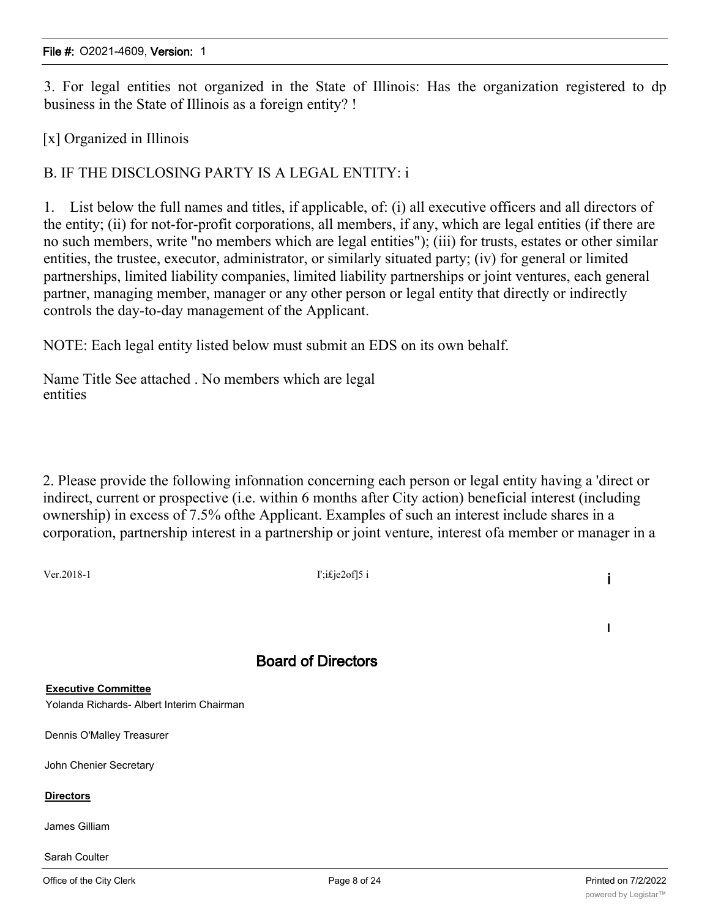3. For legal entities not organized in the State of Illinois: Has the organization registered to dp business in the State of Illinois as a foreign entity? !

[x] Organized in Illinois

B. IF THE DISCLOSING PARTY IS A LEGAL ENTITY: i

1. List below the full names and titles, if applicable, of: (i) all executive officers and all directors of the entity; (ii) for not-for-profit corporations, all members, if any, which are legal entities (if there are no such members, write "no members which are legal entities"); (iii) for trusts, estates or other similar entities, the trustee, executor, administrator, or similarly situated party; (iv) for general or limited partnerships, limited liability companies, limited liability partnerships or joint ventures, each general partner, managing member, manager or any other person or legal entity that directly or indirectly controls the day-to-day management of the Applicant.

NOTE: Each legal entity listed below must submit an EDS on its own behalf.

Name Title See attached . No members which are legal entities

2. Please provide the following infonnation concerning each person or legal entity having a 'direct or indirect, current or prospective (i.e. within 6 months after City action) beneficial interest (including ownership) in excess of 7.5% ofthe Applicant. Examples of such an interest include shares in a corporation, partnership interest in a partnership or joint venture, interest ofa member or manager in a

Ver.2018-1 I';i£je2of]5 i

## Board of Directors

**Executive Committee**

Yolanda Richards- Albert Interim Chairman

Dennis O'Malley Treasurer

John Chenier Secretary

**Directors**

James Gilliam

Sarah Coulter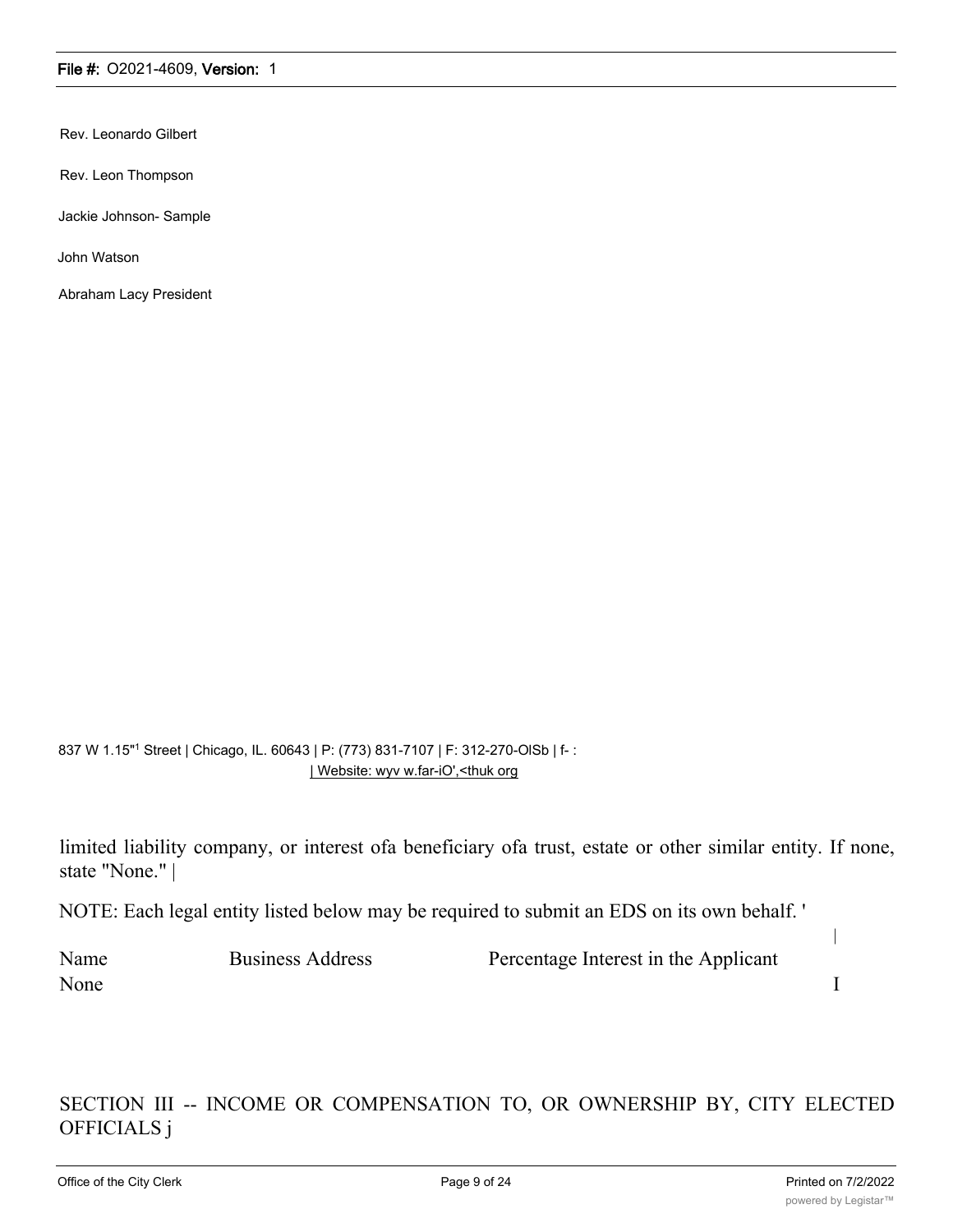Rev. Leonardo Gilbert

Rev. Leon Thompson

Jackie Johnson- Sample

John Watson

Abraham Lacy President

837 W 1.15"[1] Street | Chicago, IL. 60643 | P: (773) 831-7107 | F: 312-270-OlSb | f- : | Website: wyv w.far-iO',<thuk org

limited liability company, or interest ofa beneficiary ofa trust, estate or other similar entity. If none, state "None." |

NOTE: Each legal entity listed below may be required to submit an EDS on its own behalf. '

| Name | Business Address | Percentage Interest in the Applicant |
|---|---|---|
| None | | |

SECTION III -- INCOME OR COMPENSATION TO, OR OWNERSHIP BY, CITY ELECTED OFFICIALS j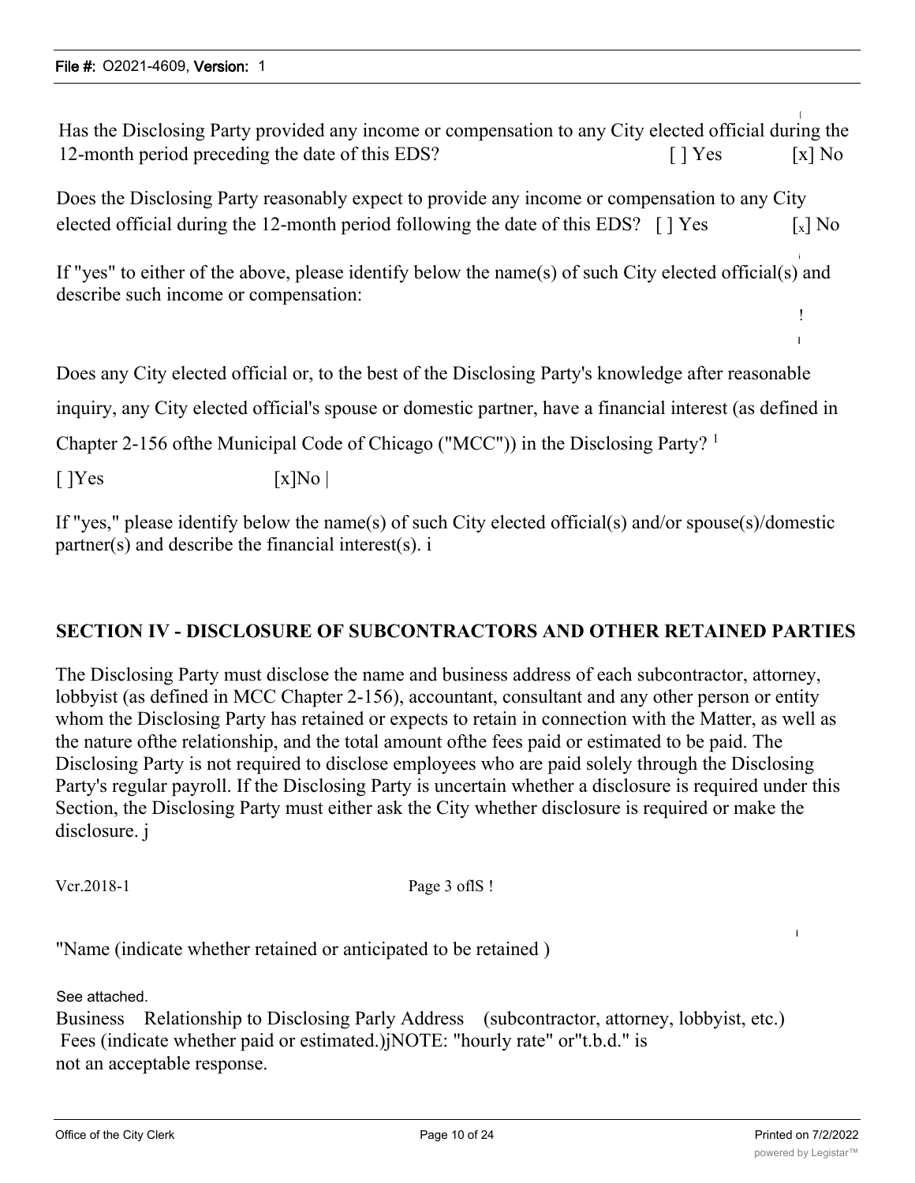Has the Disclosing Party provided any income or compensation to any City elected official during the 12-month period preceding the date of this EDS? [ ] Yes [x] No

Does the Disclosing Party reasonably expect to provide any income or compensation to any City elected official during the 12-month period following the date of this EDS? [ ] Yes [x] No

If "yes" to either of the above, please identify below the name(s) of such City elected official(s) and describe such income or compensation:

Does any City elected official or, to the best of the Disclosing Party's knowledge after reasonable inquiry, any City elected official's spouse or domestic partner, have a financial interest (as defined in Chapter 2-156 ofthe Municipal Code of Chicago ("MCC")) in the Disclosing Party? [1]

[ ]Yes [x]No

If "yes," please identify below the name(s) of such City elected official(s) and/or spouse(s)/domestic partner(s) and describe the financial interest(s).

## SECTION IV - DISCLOSURE OF SUBCONTRACTORS AND OTHER RETAINED PARTIES

The Disclosing Party must disclose the name and business address of each subcontractor, attorney, lobbyist (as defined in MCC Chapter 2-156), accountant, consultant and any other person or entity whom the Disclosing Party has retained or expects to retain in connection with the Matter, as well as the nature ofthe relationship, and the total amount ofthe fees paid or estimated to be paid. The Disclosing Party is not required to disclose employees who are paid solely through the Disclosing Party's regular payroll. If the Disclosing Party is uncertain whether a disclosure is required under this Section, the Disclosing Party must either ask the City whether disclosure is required or make the disclosure.

Vcr.2018-1 Page 3 oflS

"Name (indicate whether retained or anticipated to be retained )

See attached.

Business Relationship to Disclosing Parly Address (subcontractor, attorney, lobbyist, etc.) Fees (indicate whether paid or estimated.)NOTE: "hourly rate" or"t.b.d." is not an acceptable response.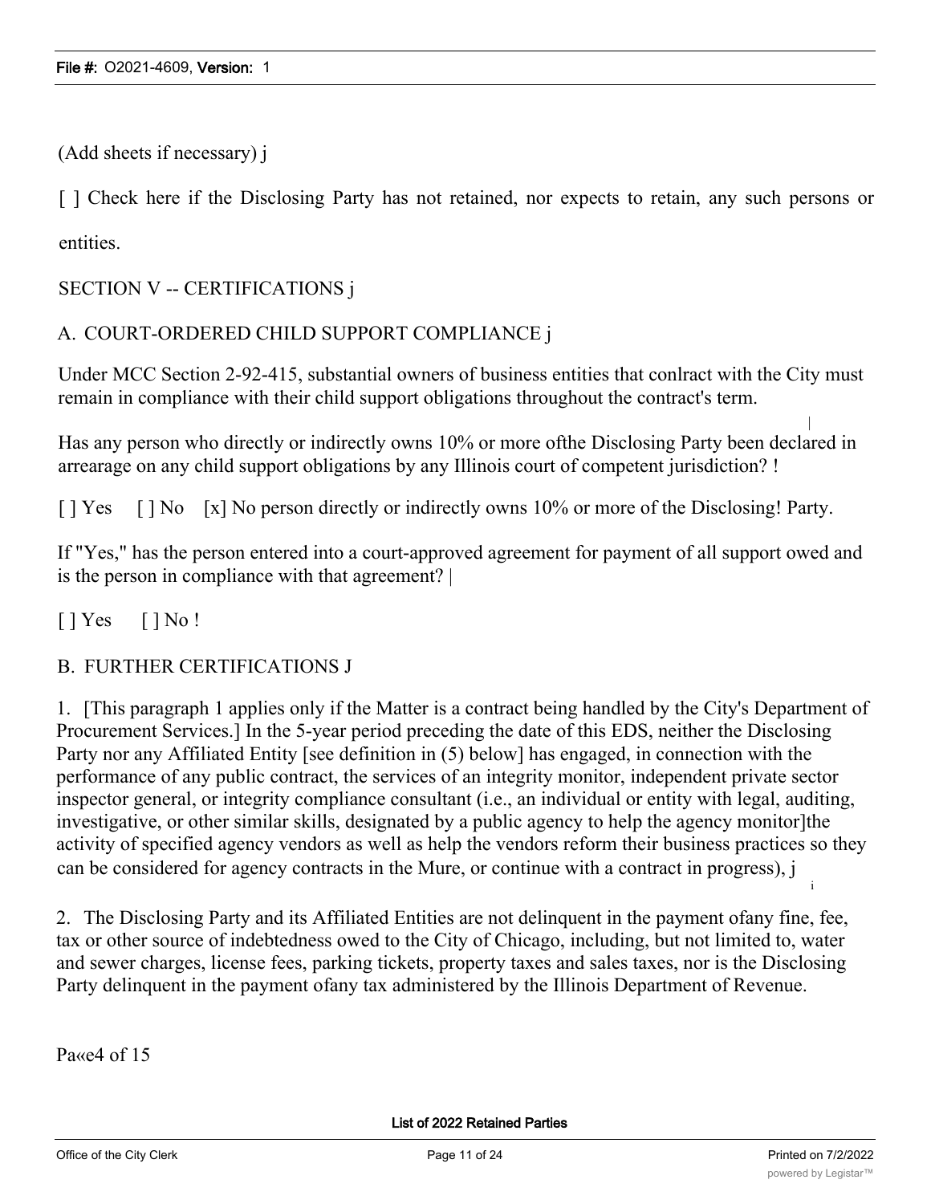(Add sheets if necessary) j

[ ] Check here if the Disclosing Party has not retained, nor expects to retain, any such persons or entities.

SECTION V -- CERTIFICATIONS j

A. COURT-ORDERED CHILD SUPPORT COMPLIANCE j

Under MCC Section 2-92-415, substantial owners of business entities that conlract with the City must remain in compliance with their child support obligations throughout the contract's term.

Has any person who directly or indirectly owns 10% or more ofthe Disclosing Party been declared in arrearage on any child support obligations by any Illinois court of competent jurisdiction? !

[ ] Yes [ ] No [x] No person directly or indirectly owns 10% or more of the Disclosing! Party.

If "Yes," has the person entered into a court-approved agreement for payment of all support owed and is the person in compliance with that agreement? |

[ ] Yes [ ] No !

B. FURTHER CERTIFICATIONS J

1. [This paragraph 1 applies only if the Matter is a contract being handled by the City's Department of Procurement Services.] In the 5-year period preceding the date of this EDS, neither the Disclosing Party nor any Affiliated Entity [see definition in (5) below] has engaged, in connection with the performance of any public contract, the services of an integrity monitor, independent private sector inspector general, or integrity compliance consultant (i.e., an individual or entity with legal, auditing, investigative, or other similar skills, designated by a public agency to help the agency monitor]the activity of specified agency vendors as well as help the vendors reform their business practices so they can be considered for agency contracts in the Mure, or continue with a contract in progress), j

2. The Disclosing Party and its Affiliated Entities are not delinquent in the payment ofany fine, fee, tax or other source of indebtedness owed to the City of Chicago, including, but not limited to, water and sewer charges, license fees, parking tickets, property taxes and sales taxes, nor is the Disclosing Party delinquent in the payment ofany tax administered by the Illinois Department of Revenue.

Pa«e4 of 15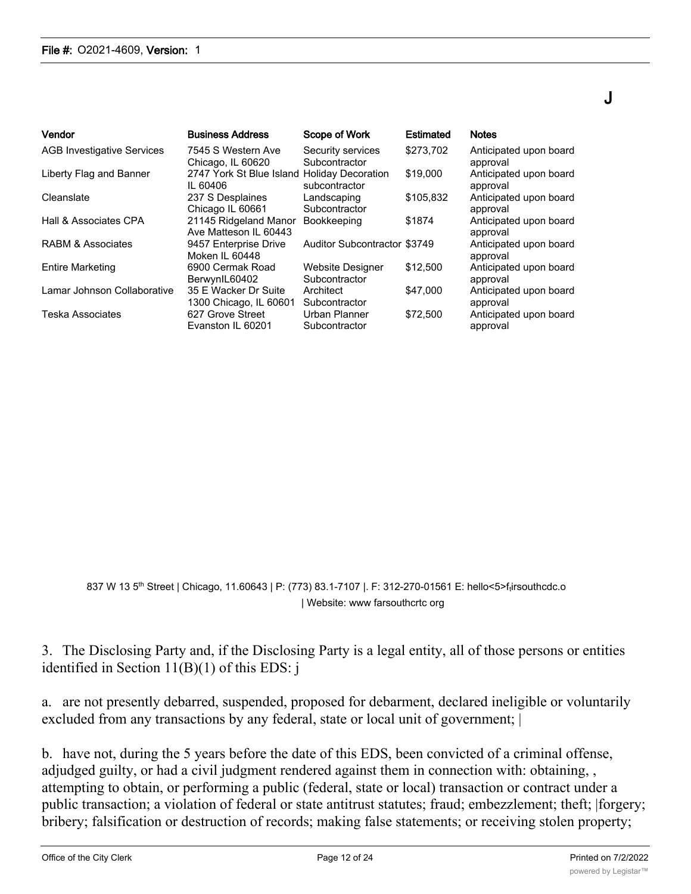J

| Vendor | Business Address | Scope of Work | Estimated | Notes |
|---|---|---|---|---|
| AGB Investigative Services | 7545 S Western Ave Chicago, IL 60620 | Security services Subcontractor | $273,702 | Anticipated upon board approval |
| Liberty Flag and Banner | 2747 York St Blue Island IL 60406 | Holiday Decoration subcontractor | $19,000 | Anticipated upon board approval |
| Cleanslate | 237 S Desplaines Chicago IL 60661 | Landscaping Subcontractor | $105,832 | Anticipated upon board approval |
| Hall & Associates CPA | 21145 Ridgeland Manor Ave Matteson IL 60443 | Bookkeeping | $1874 | Anticipated upon board approval |
| RABM & Associates | 9457 Enterprise Drive Moken IL 60448 | Auditor Subcontractor | $3749 | Anticipated upon board approval |
| Entire Marketing | 6900 Cermak Road BerwynIL60402 | Website Designer Subcontractor | $12,500 | Anticipated upon board approval |
| Lamar Johnson Collaborative | 35 E Wacker Dr Suite 1300 Chicago, IL 60601 | Architect Subcontractor | $47,000 | Anticipated upon board approval |
| Teska Associates | 627 Grove Street Evanston IL 60201 | Urban Planner Subcontractor | $72,500 | Anticipated upon board approval |

837 W 13 5th Street | Chicago, 11.60643 | P: (773) 83.1-7107 |. F: 312-270-01561 E: hello<5>firsouthcdc.o | Website: www farsouthcrtc org

3. The Disclosing Party and, if the Disclosing Party is a legal entity, all of those persons or entities identified in Section 11(B)(1) of this EDS: j

a. are not presently debarred, suspended, proposed for debarment, declared ineligible or voluntarily excluded from any transactions by any federal, state or local unit of government; |

b. have not, during the 5 years before the date of this EDS, been convicted of a criminal offense, adjudged guilty, or had a civil judgment rendered against them in connection with: obtaining, , attempting to obtain, or performing a public (federal, state or local) transaction or contract under a public transaction; a violation of federal or state antitrust statutes; fraud; embezzlement; theft; |forgery; bribery; falsification or destruction of records; making false statements; or receiving stolen property;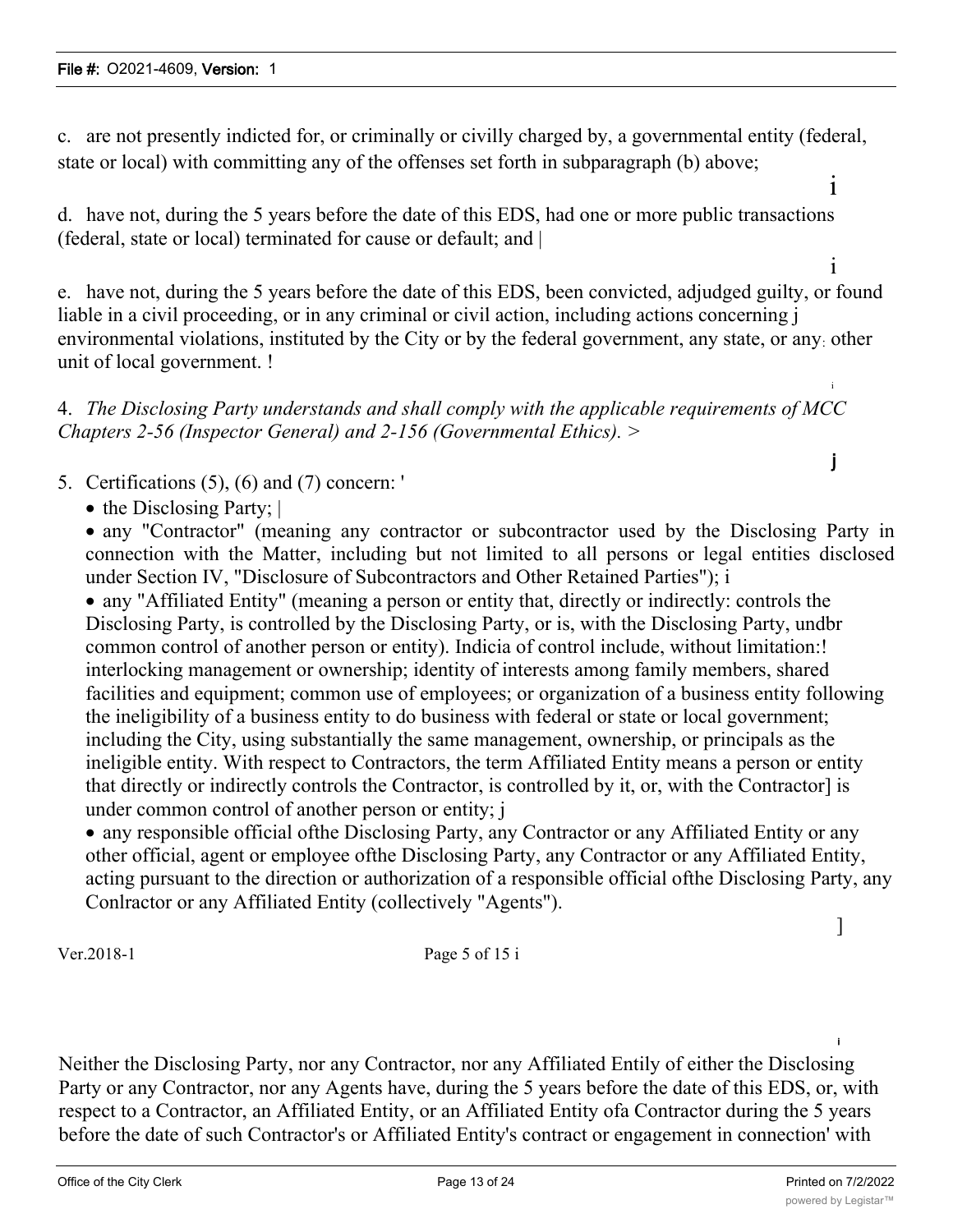c. are not presently indicted for, or criminally or civilly charged by, a governmental entity (federal, state or local) with committing any of the offenses set forth in subparagraph (b) above;

d. have not, during the 5 years before the date of this EDS, had one or more public transactions (federal, state or local) terminated for cause or default; and

e. have not, during the 5 years before the date of this EDS, been convicted, adjudged guilty, or found liable in a civil proceeding, or in any criminal or civil action, including actions concerning environmental violations, instituted by the City or by the federal government, any state, or any other unit of local government.

4. *The Disclosing Party understands and shall comply with the applicable requirements of MCC Chapters 2-56 (Inspector General) and 2-156 (Governmental Ethics).*

5. Certifications (5), (6) and (7) concern:

- the Disclosing Party;
- any "Contractor" (meaning any contractor or subcontractor used by the Disclosing Party in connection with the Matter, including but not limited to all persons or legal entities disclosed under Section IV, "Disclosure of Subcontractors and Other Retained Parties");
- any "Affiliated Entity" (meaning a person or entity that, directly or indirectly: controls the Disclosing Party, is controlled by the Disclosing Party, or is, with the Disclosing Party, undbr common control of another person or entity). Indicia of control include, without limitation: interlocking management or ownership; identity of interests among family members, shared facilities and equipment; common use of employees; or organization of a business entity following the ineligibility of a business entity to do business with federal or state or local government; including the City, using substantially the same management, ownership, or principals as the ineligible entity. With respect to Contractors, the term Affiliated Entity means a person or entity that directly or indirectly controls the Contractor, is controlled by it, or, with the Contractor is under common control of another person or entity;
- any responsible official ofthe Disclosing Party, any Contractor or any Affiliated Entity or any other official, agent or employee ofthe Disclosing Party, any Contractor or any Affiliated Entity, acting pursuant to the direction or authorization of a responsible official ofthe Disclosing Party, any Conlractor or any Affiliated Entity (collectively "Agents").

Neither the Disclosing Party, nor any Contractor, nor any Affiliated Entily of either the Disclosing Party or any Contractor, nor any Agents have, during the 5 years before the date of this EDS, or, with respect to a Contractor, an Affiliated Entity, or an Affiliated Entity ofa Contractor during the 5 years before the date of such Contractor's or Affiliated Entity's contract or engagement in connection' with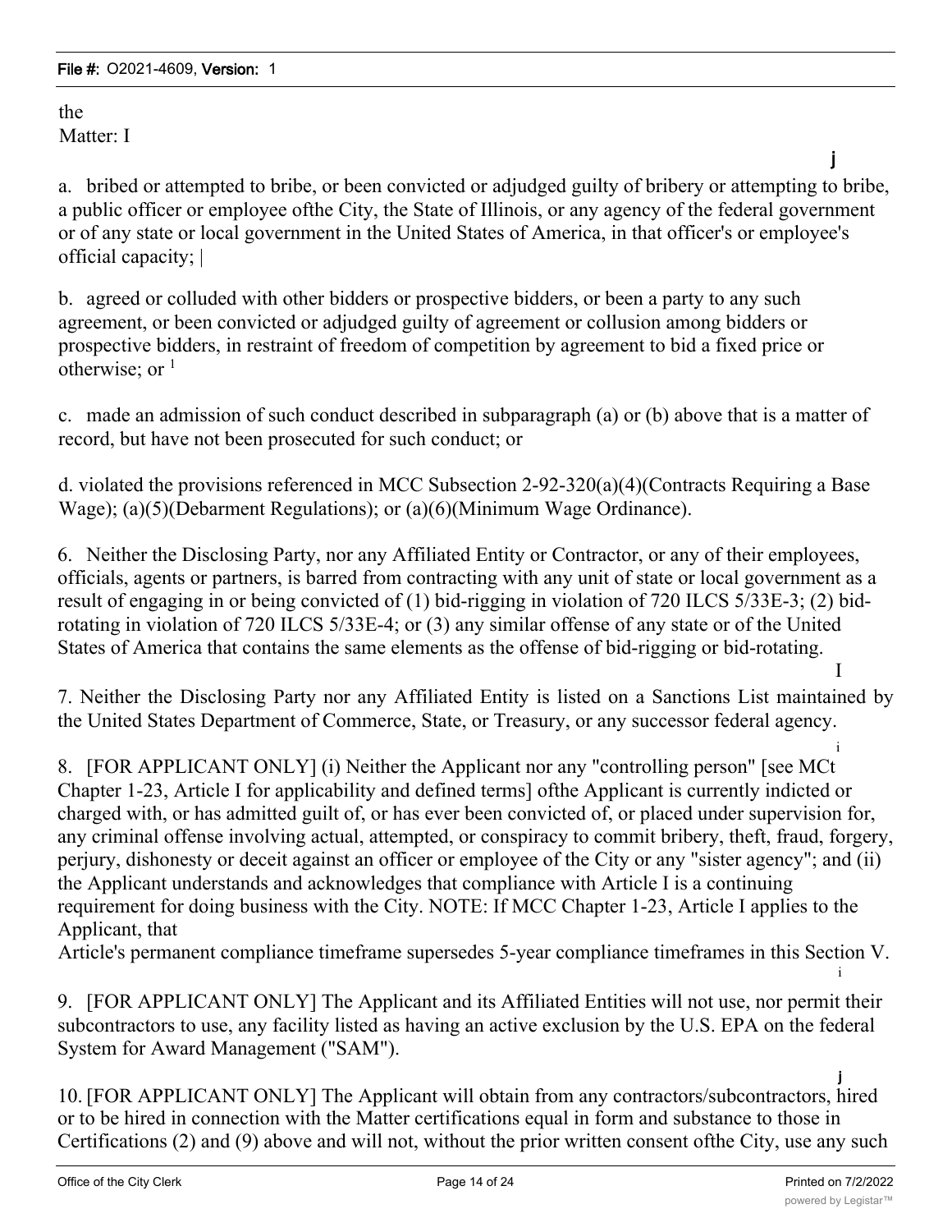the
Matter: I

a. bribed or attempted to bribe, or been convicted or adjudged guilty of bribery or attempting to bribe, a public officer or employee ofthe City, the State of Illinois, or any agency of the federal government or of any state or local government in the United States of America, in that officer's or employee's official capacity; |

b. agreed or colluded with other bidders or prospective bidders, or been a party to any such agreement, or been convicted or adjudged guilty of agreement or collusion among bidders or prospective bidders, in restraint of freedom of competition by agreement to bid a fixed price or otherwise; or [1]

c. made an admission of such conduct described in subparagraph (a) or (b) above that is a matter of record, but have not been prosecuted for such conduct; or

d. violated the provisions referenced in MCC Subsection 2-92-320(a)(4)(Contracts Requiring a Base Wage); (a)(5)(Debarment Regulations); or (a)(6)(Minimum Wage Ordinance).

6. Neither the Disclosing Party, nor any Affiliated Entity or Contractor, or any of their employees, officials, agents or partners, is barred from contracting with any unit of state or local government as a result of engaging in or being convicted of (1) bid-rigging in violation of 720 ILCS 5/33E-3; (2) bid-rotating in violation of 720 ILCS 5/33E-4; or (3) any similar offense of any state or of the United States of America that contains the same elements as the offense of bid-rigging or bid-rotating.

7. Neither the Disclosing Party nor any Affiliated Entity is listed on a Sanctions List maintained by the United States Department of Commerce, State, or Treasury, or any successor federal agency.

8. [FOR APPLICANT ONLY] (i) Neither the Applicant nor any "controlling person" [see MCt Chapter 1-23, Article I for applicability and defined terms] ofthe Applicant is currently indicted or charged with, or has admitted guilt of, or has ever been convicted of, or placed under supervision for, any criminal offense involving actual, attempted, or conspiracy to commit bribery, theft, fraud, forgery, perjury, dishonesty or deceit against an officer or employee of the City or any "sister agency"; and (ii) the Applicant understands and acknowledges that compliance with Article I is a continuing requirement for doing business with the City. NOTE: If MCC Chapter 1-23, Article I applies to the Applicant, that
Article's permanent compliance timeframe supersedes 5-year compliance timeframes in this Section V.

9. [FOR APPLICANT ONLY] The Applicant and its Affiliated Entities will not use, nor permit their subcontractors to use, any facility listed as having an active exclusion by the U.S. EPA on the federal System for Award Management ("SAM").

10. [FOR APPLICANT ONLY] The Applicant will obtain from any contractors/subcontractors, hired or to be hired in connection with the Matter certifications equal in form and substance to those in Certifications (2) and (9) above and will not, without the prior written consent ofthe City, use any such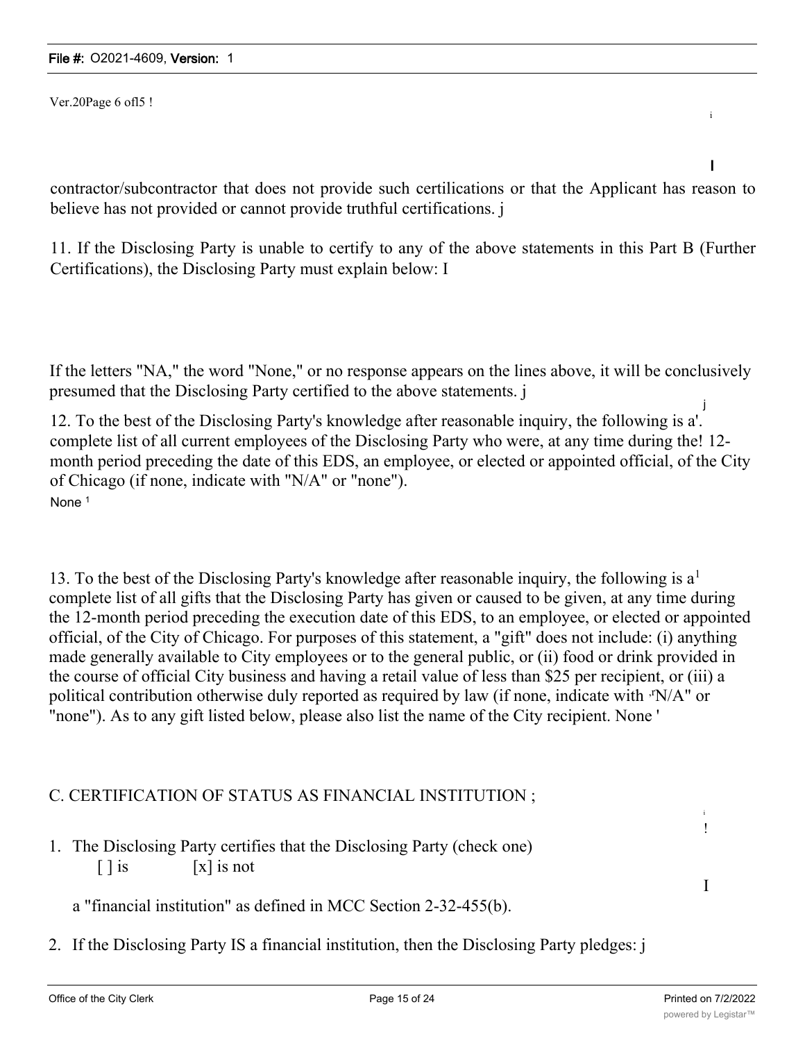contractor/subcontractor that does not provide such certilications or that the Applicant has reason to believe has not provided or cannot provide truthful certifications.

11. If the Disclosing Party is unable to certify to any of the above statements in this Part B (Further Certifications), the Disclosing Party must explain below:

If the letters "NA," the word "None," or no response appears on the lines above, it will be conclusively presumed that the Disclosing Party certified to the above statements.

12. To the best of the Disclosing Party's knowledge after reasonable inquiry, the following is a complete list of all current employees of the Disclosing Party who were, at any time during the 12-month period preceding the date of this EDS, an employee, or elected or appointed official, of the City of Chicago (if none, indicate with "N/A" or "none").

None

13. To the best of the Disclosing Party's knowledge after reasonable inquiry, the following is a complete list of all gifts that the Disclosing Party has given or caused to be given, at any time during the 12-month period preceding the execution date of this EDS, to an employee, or elected or appointed official, of the City of Chicago. For purposes of this statement, a "gift" does not include: (i) anything made generally available to City employees or to the general public, or (ii) food or drink provided in the course of official City business and having a retail value of less than $25 per recipient, or (iii) a political contribution otherwise duly reported as required by law (if none, indicate with "N/A" or "none"). As to any gift listed below, please also list the name of the City recipient. None

## C. CERTIFICATION OF STATUS AS FINANCIAL INSTITUTION

1. The Disclosing Party certifies that the Disclosing Party (check one)

   [ ] is [x] is not

   a "financial institution" as defined in MCC Section 2-32-455(b).

2. If the Disclosing Party IS a financial institution, then the Disclosing Party pledges: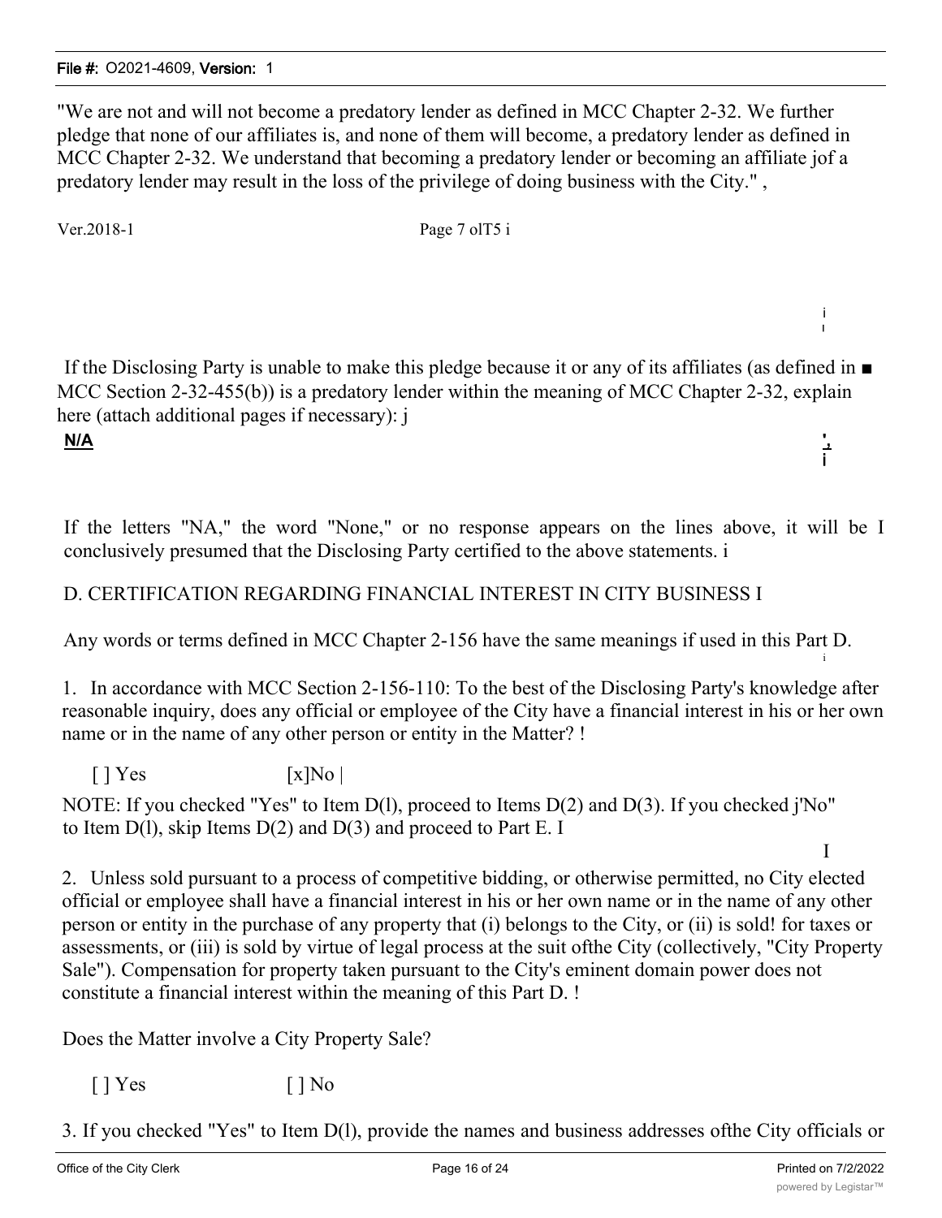"We are not and will not become a predatory lender as defined in MCC Chapter 2-32. We further pledge that none of our affiliates is, and none of them will become, a predatory lender as defined in MCC Chapter 2-32. We understand that becoming a predatory lender or becoming an affiliate jof a predatory lender may result in the loss of the privilege of doing business with the City." ,

Ver.2018-1 Page 7 olT5 i

If the Disclosing Party is unable to make this pledge because it or any of its affiliates (as defined in ■ MCC Section 2-32-455(b)) is a predatory lender within the meaning of MCC Chapter 2-32, explain here (attach additional pages if necessary): j

**N/A**

If the letters "NA," the word "None," or no response appears on the lines above, it will be I conclusively presumed that the Disclosing Party certified to the above statements. i

D. CERTIFICATION REGARDING FINANCIAL INTEREST IN CITY BUSINESS I

Any words or terms defined in MCC Chapter 2-156 have the same meanings if used in this Part D.

1. In accordance with MCC Section 2-156-110: To the best of the Disclosing Party's knowledge after reasonable inquiry, does any official or employee of the City have a financial interest in his or her own name or in the name of any other person or entity in the Matter? !

[ ] Yes [x]No |

NOTE: If you checked "Yes" to Item D(l), proceed to Items D(2) and D(3). If you checked j'No" to Item D(l), skip Items D(2) and D(3) and proceed to Part E. I

2. Unless sold pursuant to a process of competitive bidding, or otherwise permitted, no City elected official or employee shall have a financial interest in his or her own name or in the name of any other person or entity in the purchase of any property that (i) belongs to the City, or (ii) is sold! for taxes or assessments, or (iii) is sold by virtue of legal process at the suit ofthe City (collectively, "City Property Sale"). Compensation for property taken pursuant to the City's eminent domain power does not constitute a financial interest within the meaning of this Part D. !

Does the Matter involve a City Property Sale?

[ ] Yes [ ] No

3. If you checked "Yes" to Item D(l), provide the names and business addresses ofthe City officials or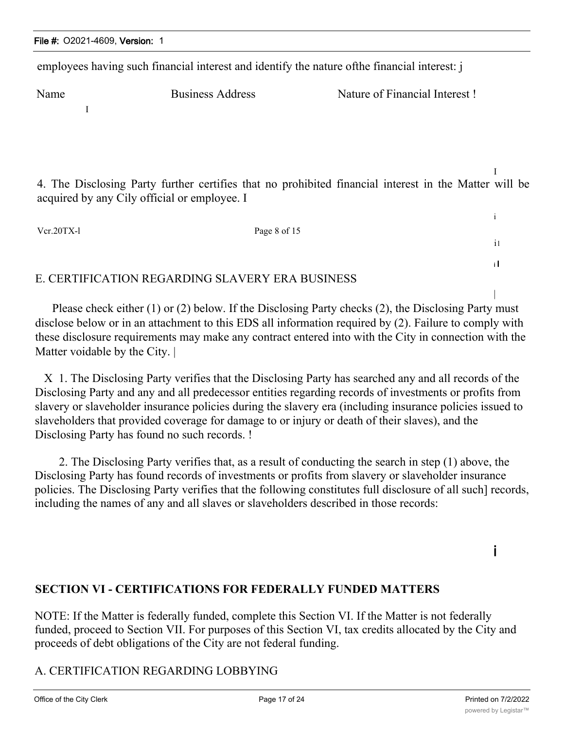employees having such financial interest and identify the nature ofthe financial interest: j

| Name | Business Address | Nature of Financial Interest ! |
|---|---|---|
| I | | |

4. The Disclosing Party further certifies that no prohibited financial interest in the Matter will be acquired by any Cily official or employee. I

Vcr.20TX-l Page 8 of 15

## E. CERTIFICATION REGARDING SLAVERY ERA BUSINESS

Please check either (1) or (2) below. If the Disclosing Party checks (2), the Disclosing Party must disclose below or in an attachment to this EDS all information required by (2). Failure to comply with these disclosure requirements may make any contract entered into with the City in connection with the Matter voidable by the City. |

X 1. The Disclosing Party verifies that the Disclosing Party has searched any and all records of the Disclosing Party and any and all predecessor entities regarding records of investments or profits from slavery or slaveholder insurance policies during the slavery era (including insurance policies issued to slaveholders that provided coverage for damage to or injury or death of their slaves), and the Disclosing Party has found no such records. !

2. The Disclosing Party verifies that, as a result of conducting the search in step (1) above, the Disclosing Party has found records of investments or profits from slavery or slaveholder insurance policies. The Disclosing Party verifies that the following constitutes full disclosure of all such] records, including the names of any and all slaves or slaveholders described in those records:

## SECTION VI - CERTIFICATIONS FOR FEDERALLY FUNDED MATTERS

NOTE: If the Matter is federally funded, complete this Section VI. If the Matter is not federally funded, proceed to Section VII. For purposes of this Section VI, tax credits allocated by the City and proceeds of debt obligations of the City are not federal funding.

## A. CERTIFICATION REGARDING LOBBYING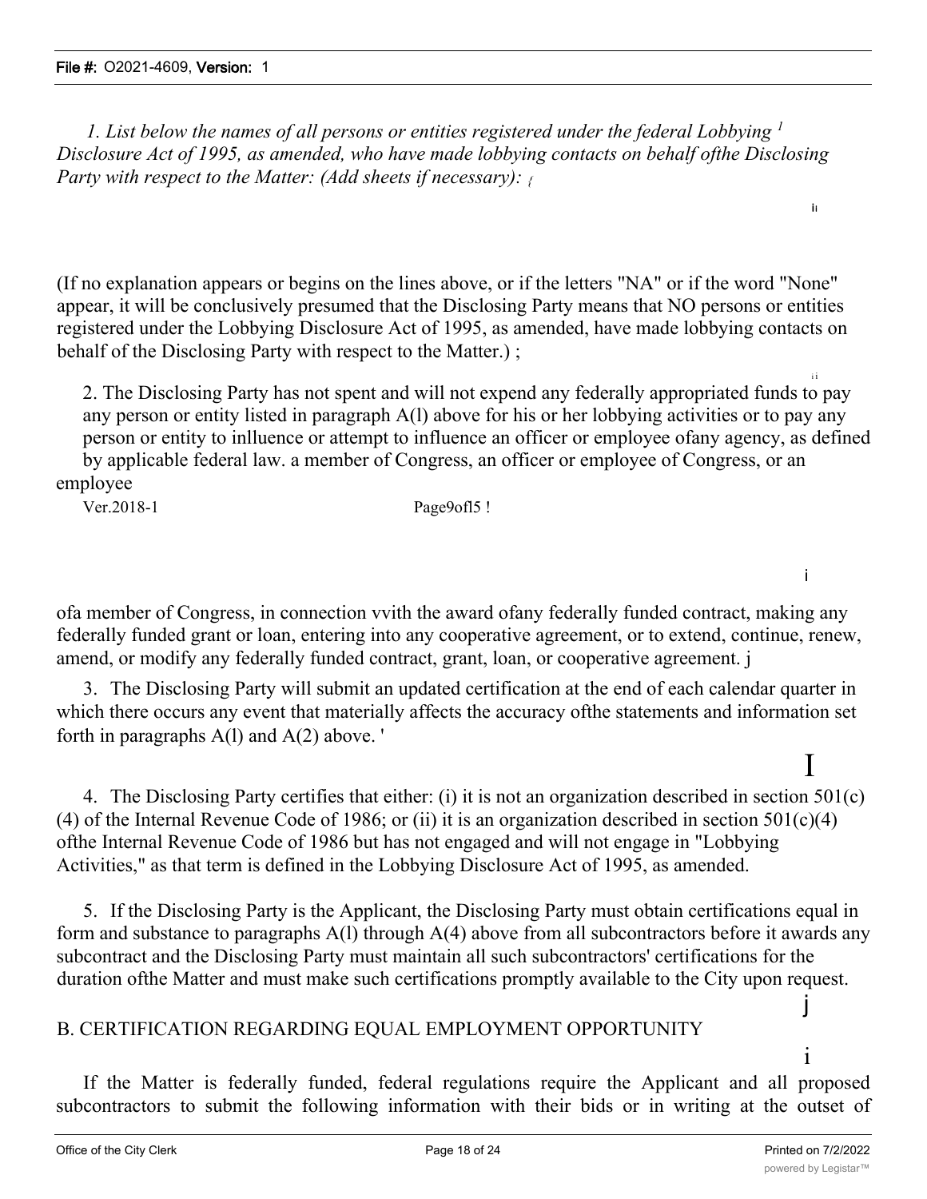1. *List below the names of all persons or entities registered under the federal Lobbying [1] Disclosure Act of 1995, as amended, who have made lobbying contacts on behalf ofthe Disclosing Party with respect to the Matter: (Add sheets if necessary):*

(If no explanation appears or begins on the lines above, or if the letters "NA" or if the word "None" appear, it will be conclusively presumed that the Disclosing Party means that NO persons or entities registered under the Lobbying Disclosure Act of 1995, as amended, have made lobbying contacts on behalf of the Disclosing Party with respect to the Matter.) ;

2. The Disclosing Party has not spent and will not expend any federally appropriated funds to pay any person or entity listed in paragraph A(l) above for his or her lobbying activities or to pay any person or entity to inlluence or attempt to influence an officer or employee ofany agency, as defined by applicable federal law. a member of Congress, an officer or employee of Congress, or an employee

Ver.2018-1 Page9ofl5 !

ofa member of Congress, in connection vvith the award ofany federally funded contract, making any federally funded grant or loan, entering into any cooperative agreement, or to extend, continue, renew, amend, or modify any federally funded contract, grant, loan, or cooperative agreement.

3. The Disclosing Party will submit an updated certification at the end of each calendar quarter in which there occurs any event that materially affects the accuracy ofthe statements and information set forth in paragraphs A(l) and A(2) above.

4. The Disclosing Party certifies that either: (i) it is not an organization described in section 501(c)(4) of the Internal Revenue Code of 1986; or (ii) it is an organization described in section 501(c)(4) ofthe Internal Revenue Code of 1986 but has not engaged and will not engage in "Lobbying Activities," as that term is defined in the Lobbying Disclosure Act of 1995, as amended.

5. If the Disclosing Party is the Applicant, the Disclosing Party must obtain certifications equal in form and substance to paragraphs A(l) through A(4) above from all subcontractors before it awards any subcontract and the Disclosing Party must maintain all such subcontractors' certifications for the duration ofthe Matter and must make such certifications promptly available to the City upon request.

## B. CERTIFICATION REGARDING EQUAL EMPLOYMENT OPPORTUNITY

If the Matter is federally funded, federal regulations require the Applicant and all proposed subcontractors to submit the following information with their bids or in writing at the outset of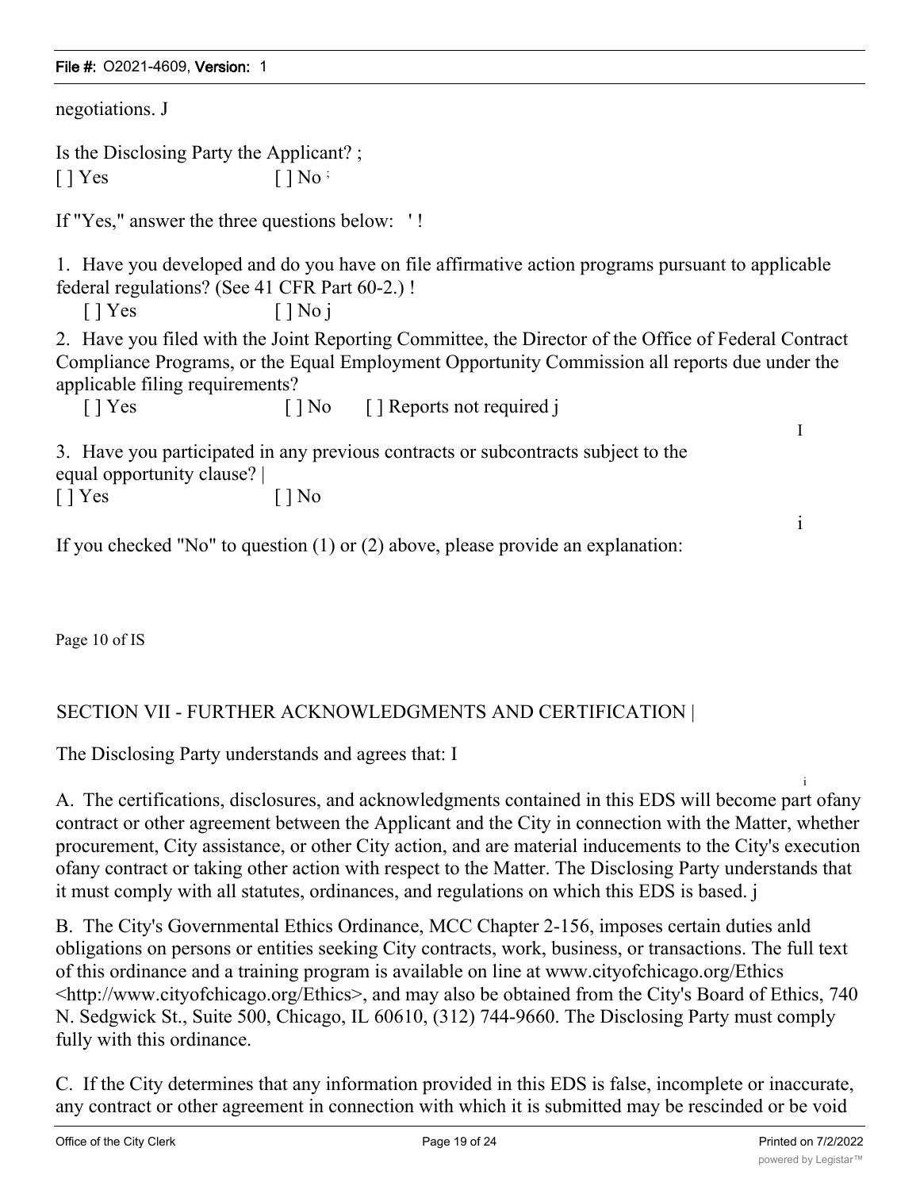negotiations. J

Is the Disclosing Party the Applicant? ;
[ ] Yes [ ] No ;

If "Yes," answer the three questions below: ' !

1. Have you developed and do you have on file affirmative action programs pursuant to applicable federal regulations? (See 41 CFR Part 60-2.) !
   [ ] Yes [ ] No j

2. Have you filed with the Joint Reporting Committee, the Director of the Office of Federal Contract Compliance Programs, or the Equal Employment Opportunity Commission all reports due under the applicable filing requirements?
   [ ] Yes [ ] No [ ] Reports not required j

3. Have you participated in any previous contracts or subcontracts subject to the equal opportunity clause? |
   [ ] Yes [ ] No

If you checked "No" to question (1) or (2) above, please provide an explanation:

Page 10 of IS

## SECTION VII - FURTHER ACKNOWLEDGMENTS AND CERTIFICATION |

The Disclosing Party understands and agrees that: I

A. The certifications, disclosures, and acknowledgments contained in this EDS will become part ofany contract or other agreement between the Applicant and the City in connection with the Matter, whether procurement, City assistance, or other City action, and are material inducements to the City's execution ofany contract or taking other action with respect to the Matter. The Disclosing Party understands that it must comply with all statutes, ordinances, and regulations on which this EDS is based. j

B. The City's Governmental Ethics Ordinance, MCC Chapter 2-156, imposes certain duties anld obligations on persons or entities seeking City contracts, work, business, or transactions. The full text of this ordinance and a training program is available on line at www.cityofchicago.org/Ethics <http://www.cityofchicago.org/Ethics>, and may also be obtained from the City's Board of Ethics, 740 N. Sedgwick St., Suite 500, Chicago, IL 60610, (312) 744-9660. The Disclosing Party must comply fully with this ordinance.

C. If the City determines that any information provided in this EDS is false, incomplete or inaccurate, any contract or other agreement in connection with which it is submitted may be rescinded or be void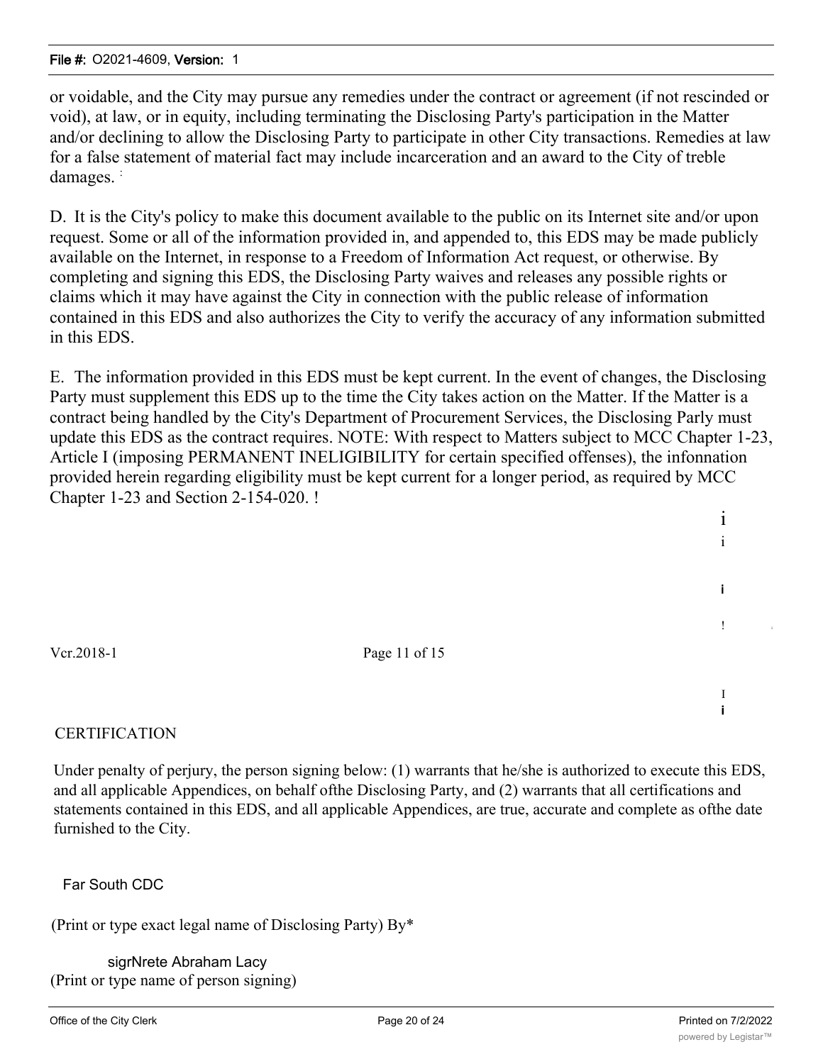or voidable, and the City may pursue any remedies under the contract or agreement (if not rescinded or void), at law, or in equity, including terminating the Disclosing Party's participation in the Matter and/or declining to allow the Disclosing Party to participate in other City transactions. Remedies at law for a false statement of material fact may include incarceration and an award to the City of treble damages.

D. It is the City's policy to make this document available to the public on its Internet site and/or upon request. Some or all of the information provided in, and appended to, this EDS may be made publicly available on the Internet, in response to a Freedom of Information Act request, or otherwise. By completing and signing this EDS, the Disclosing Party waives and releases any possible rights or claims which it may have against the City in connection with the public release of information contained in this EDS and also authorizes the City to verify the accuracy of any information submitted in this EDS.

E. The information provided in this EDS must be kept current. In the event of changes, the Disclosing Party must supplement this EDS up to the time the City takes action on the Matter. If the Matter is a contract being handled by the City's Department of Procurement Services, the Disclosing Parly must update this EDS as the contract requires. NOTE: With respect to Matters subject to MCC Chapter 1-23, Article I (imposing PERMANENT INELIGIBILITY for certain specified offenses), the infonnation provided herein regarding eligibility must be kept current for a longer period, as required by MCC Chapter 1-23 and Section 2-154-020.

Vcr.2018-1

CERTIFICATION

Under penalty of perjury, the person signing below: (1) warrants that he/she is authorized to execute this EDS, and all applicable Appendices, on behalf ofthe Disclosing Party, and (2) warrants that all certifications and statements contained in this EDS, and all applicable Appendices, are true, accurate and complete as ofthe date furnished to the City.

Far South CDC

(Print or type exact legal name of Disclosing Party) By*

sigrNrete Abraham Lacy
(Print or type name of person signing)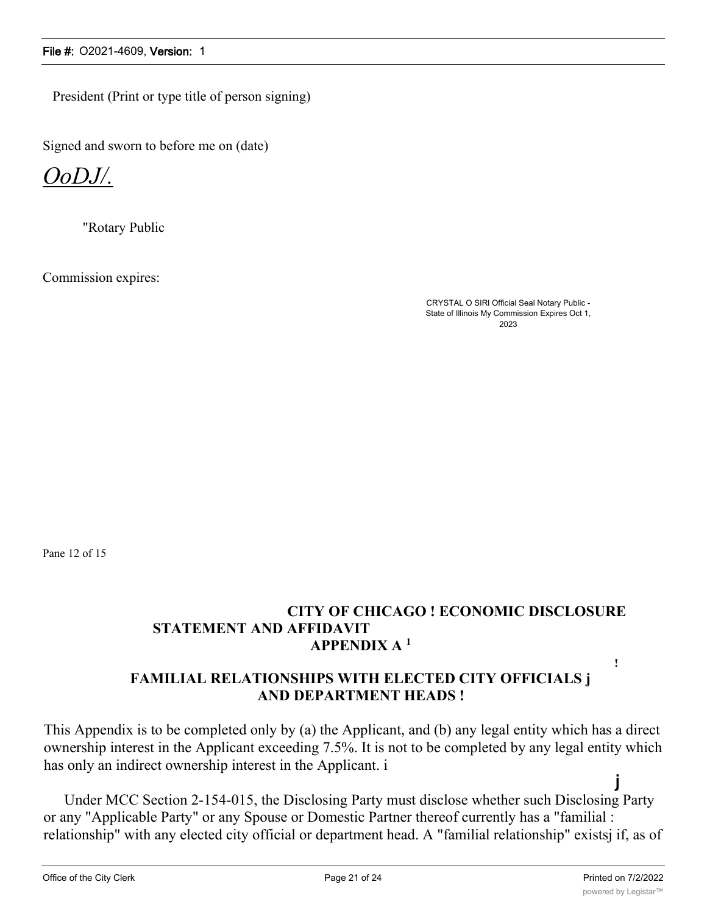President (Print or type title of person signing)

Signed and sworn to before me on (date)

*OoDJ/.*

"Rotary Public

Commission expires:

CRYSTAL O SIRl Official Seal Notary Public - State of Illinois My Commission Expires Oct 1, 2023

Pane 12 of 15

**CITY OF CHICAGO ! ECONOMIC DISCLOSURE STATEMENT AND AFFIDAVIT**
**APPENDIX A [1]**

**!**

**FAMILIAL RELATIONSHIPS WITH ELECTED CITY OFFICIALS j AND DEPARTMENT HEADS !**

This Appendix is to be completed only by (a) the Applicant, and (b) any legal entity which has a direct ownership interest in the Applicant exceeding 7.5%. It is not to be completed by any legal entity which has only an indirect ownership interest in the Applicant. i

**j**

Under MCC Section 2-154-015, the Disclosing Party must disclose whether such Disclosing Party or any "Applicable Party" or any Spouse or Domestic Partner thereof currently has a "familial : relationship" with any elected city official or department head. A "familial relationship" existsj if, as of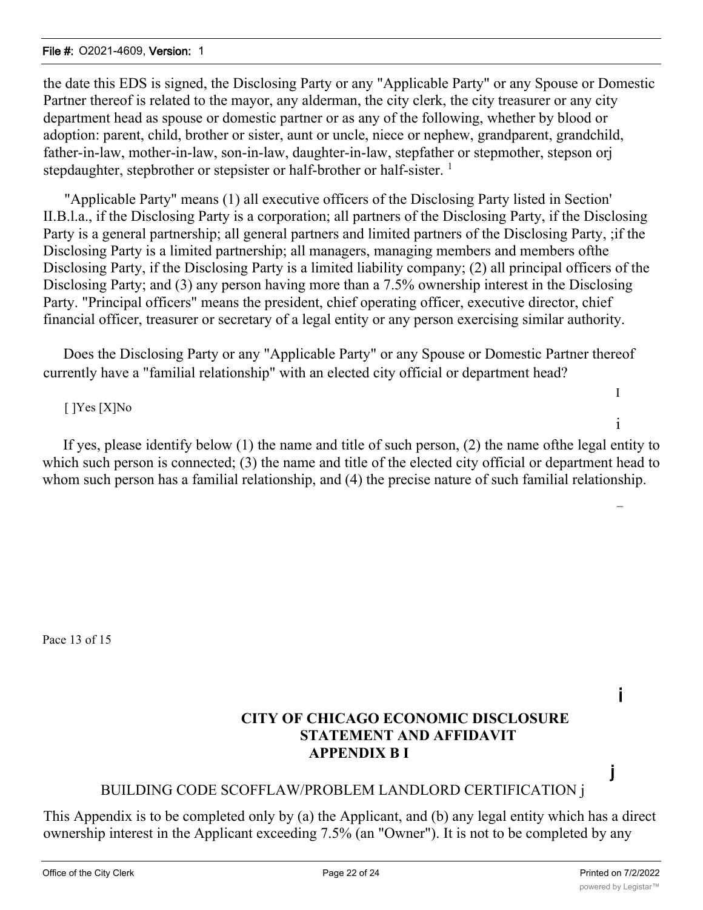the date this EDS is signed, the Disclosing Party or any "Applicable Party" or any Spouse or Domestic Partner thereof is related to the mayor, any alderman, the city clerk, the city treasurer or any city department head as spouse or domestic partner or as any of the following, whether by blood or adoption: parent, child, brother or sister, aunt or uncle, niece or nephew, grandparent, grandchild, father-in-law, mother-in-law, son-in-law, daughter-in-law, stepfather or stepmother, stepson orj stepdaughter, stepbrother or stepsister or half-brother or half-sister. [1]

"Applicable Party" means (1) all executive officers of the Disclosing Party listed in Section' II.B.l.a., if the Disclosing Party is a corporation; all partners of the Disclosing Party, if the Disclosing Party is a general partnership; all general partners and limited partners of the Disclosing Party, ;if the Disclosing Party is a limited partnership; all managers, managing members and members ofthe Disclosing Party, if the Disclosing Party is a limited liability company; (2) all principal officers of the Disclosing Party; and (3) any person having more than a 7.5% ownership interest in the Disclosing Party. "Principal officers" means the president, chief operating officer, executive director, chief financial officer, treasurer or secretary of a legal entity or any person exercising similar authority.

Does the Disclosing Party or any "Applicable Party" or any Spouse or Domestic Partner thereof currently have a "familial relationship" with an elected city official or department head?

[ ]Yes [X]No

If yes, please identify below (1) the name and title of such person, (2) the name ofthe legal entity to which such person is connected; (3) the name and title of the elected city official or department head to whom such person has a familial relationship, and (4) the precise nature of such familial relationship.

Pace 13 of 15

**CITY OF CHICAGO ECONOMIC DISCLOSURE STATEMENT AND AFFIDAVIT APPENDIX B I**

BUILDING CODE SCOFFLAW/PROBLEM LANDLORD CERTIFICATION j

This Appendix is to be completed only by (a) the Applicant, and (b) any legal entity which has a direct ownership interest in the Applicant exceeding 7.5% (an "Owner"). It is not to be completed by any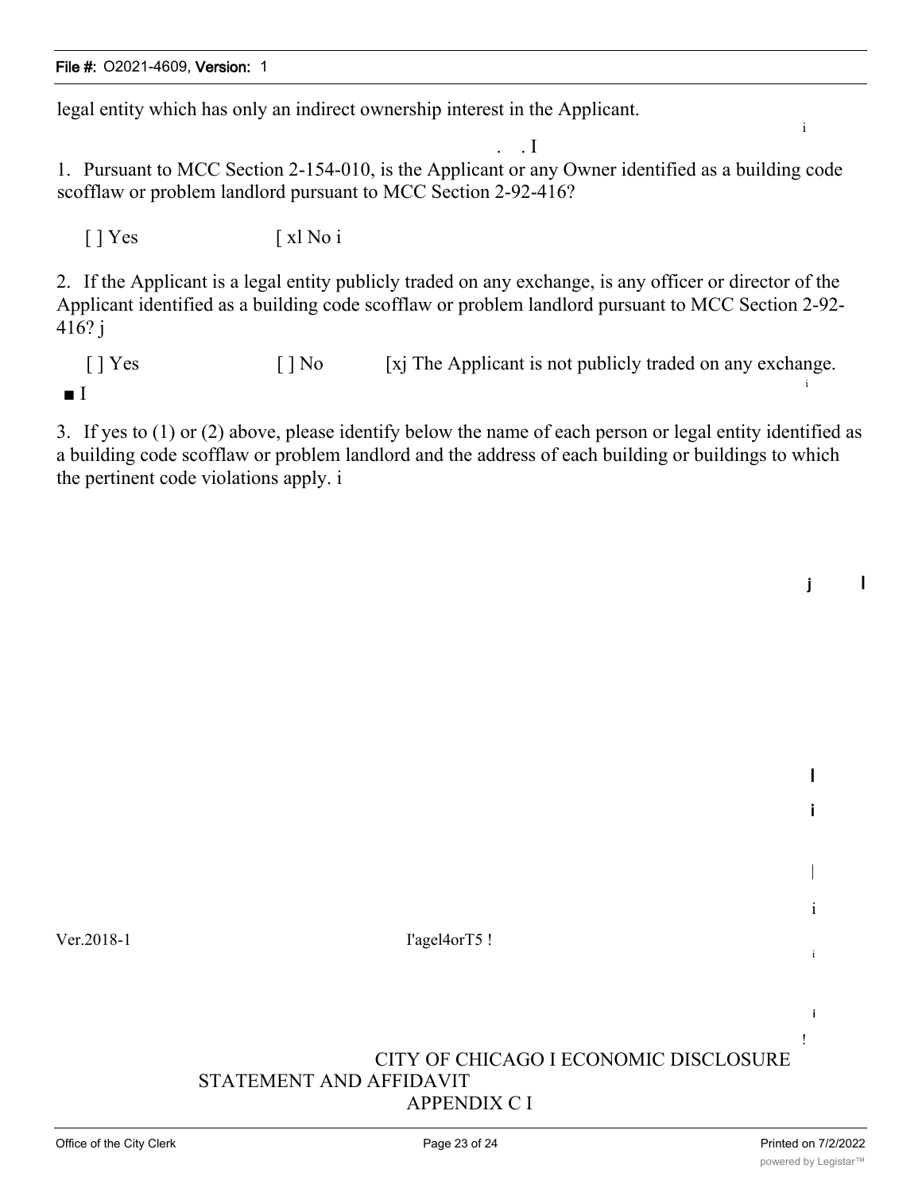legal entity which has only an indirect ownership interest in the Applicant.

1. Pursuant to MCC Section 2-154-010, is the Applicant or any Owner identified as a building code scofflaw or problem landlord pursuant to MCC Section 2-92-416?

[ ] Yes [ xl No i

2. If the Applicant is a legal entity publicly traded on any exchange, is any officer or director of the Applicant identified as a building code scofflaw or problem landlord pursuant to MCC Section 2-92-416? j

[ ] Yes [ ] No [xj The Applicant is not publicly traded on any exchange.

3. If yes to (1) or (2) above, please identify below the name of each person or legal entity identified as a building code scofflaw or problem landlord and the address of each building or buildings to which the pertinent code violations apply. i

Ver.2018-1 I'agel4orT5 !

CITY OF CHICAGO I ECONOMIC DISCLOSURE STATEMENT AND AFFIDAVIT APPENDIX C I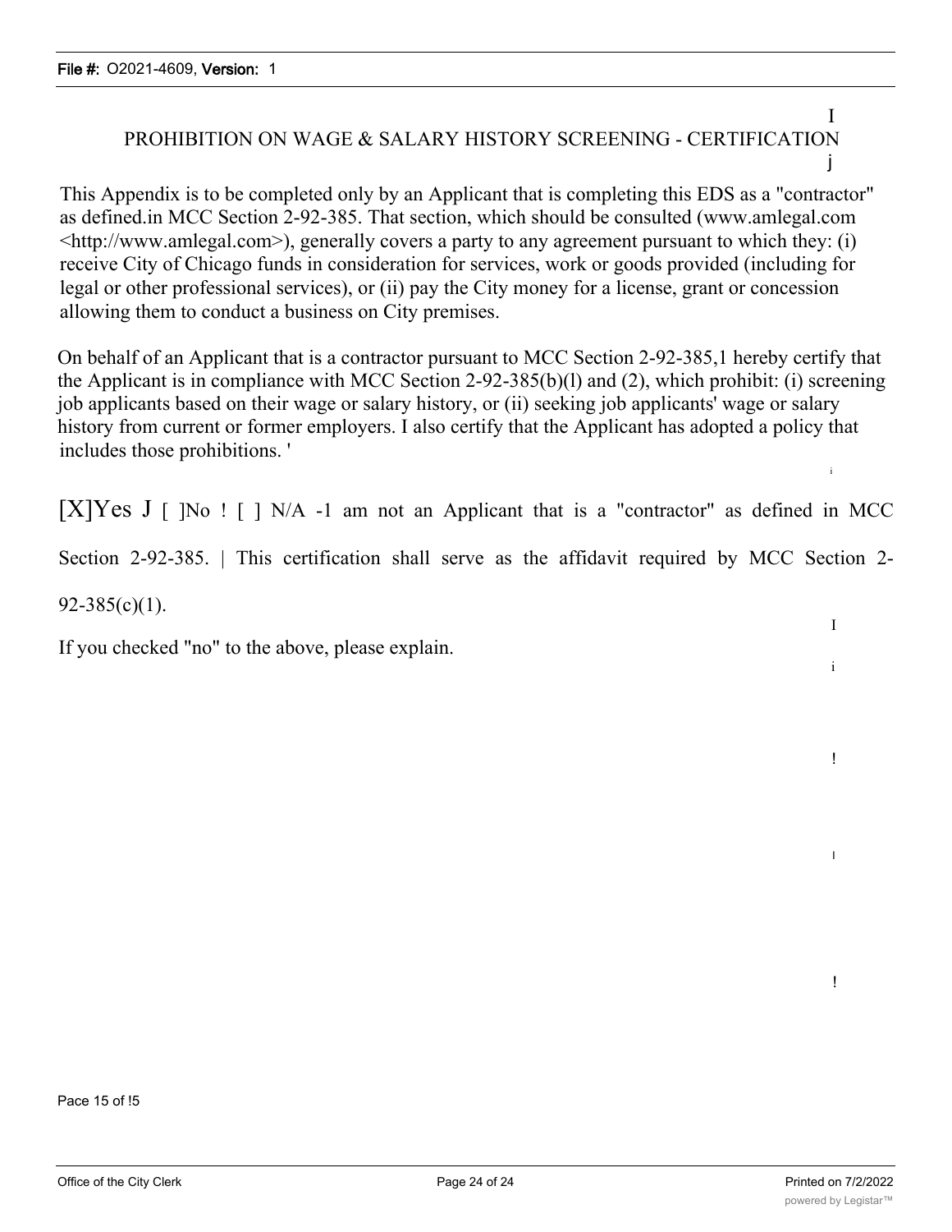## PROHIBITION ON WAGE & SALARY HISTORY SCREENING - CERTIFICATION

This Appendix is to be completed only by an Applicant that is completing this EDS as a "contractor" as defined.in MCC Section 2-92-385. That section, which should be consulted (www.amlegal.com <http://www.amlegal.com>), generally covers a party to any agreement pursuant to which they: (i) receive City of Chicago funds in consideration for services, work or goods provided (including for legal or other professional services), or (ii) pay the City money for a license, grant or concession allowing them to conduct a business on City premises.

On behalf of an Applicant that is a contractor pursuant to MCC Section 2-92-385,1 hereby certify that the Applicant is in compliance with MCC Section 2-92-385(b)(l) and (2), which prohibit: (i) screening job applicants based on their wage or salary history, or (ii) seeking job applicants' wage or salary history from current or former employers. I also certify that the Applicant has adopted a policy that includes those prohibitions.

[X]Yes [ ]No [ ] N/A -1 am not an Applicant that is a "contractor" as defined in MCC Section 2-92-385. This certification shall serve as the affidavit required by MCC Section 2-92-385(c)(1).

If you checked "no" to the above, please explain.

Pace 15 of !5